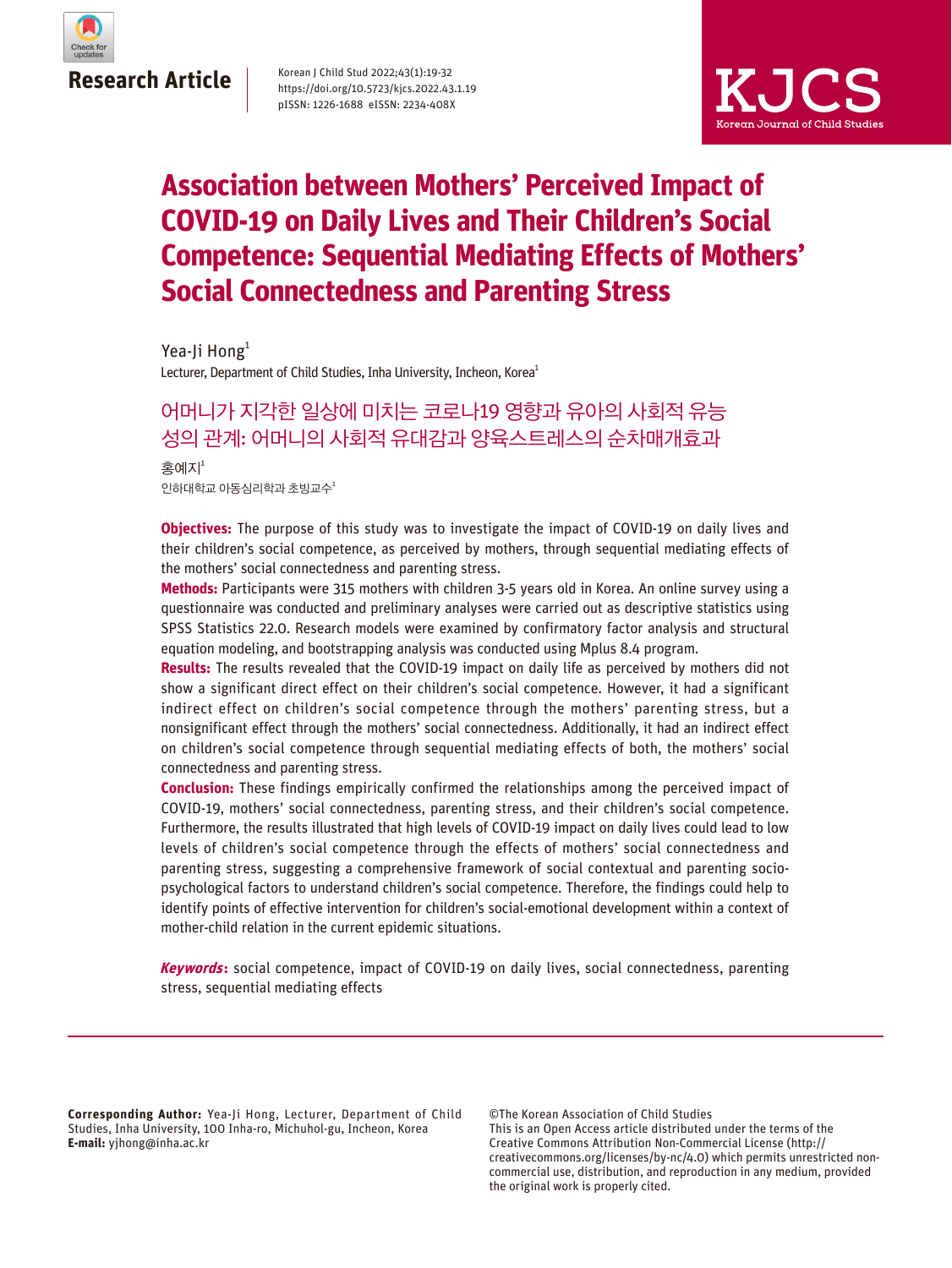Research Article

# Association between Mothers' Perceived Impact of COVID-19 on Daily Lives and Their Children's Social Competence: Sequential Mediating Effects of Mothers' Social Connectedness and Parenting Stress

Yea-Ji Hong[1]

Lecturer, Department of Child Studies, Inha University, Incheon, Korea[1]

## 어머니가 지각한 일상에 미치는 코로나19 영향과 유아의 사회적 유능성의 관계: 어머니의 사회적 유대감과 양육스트레스의 순차매개효과

홍예지[1]

인하대학교 아동심리학과 초빙교수[1]

**Objectives:** The purpose of this study was to investigate the impact of COVID-19 on daily lives and their children's social competence, as perceived by mothers, through sequential mediating effects of the mothers' social connectedness and parenting stress.

**Methods:** Participants were 315 mothers with children 3-5 years old in Korea. An online survey using a questionnaire was conducted and preliminary analyses were carried out as descriptive statistics using SPSS Statistics 22.0. Research models were examined by confirmatory factor analysis and structural equation modeling, and bootstrapping analysis was conducted using Mplus 8.4 program.

**Results:** The results revealed that the COVID-19 impact on daily life as perceived by mothers did not show a significant direct effect on their children's social competence. However, it had a significant indirect effect on children's social competence through the mothers' parenting stress, but a nonsignificant effect through the mothers' social connectedness. Additionally, it had an indirect effect on children's social competence through sequential mediating effects of both, the mothers' social connectedness and parenting stress.

**Conclusion:** These findings empirically confirmed the relationships among the perceived impact of COVID-19, mothers' social connectedness, parenting stress, and their children's social competence. Furthermore, the results illustrated that high levels of COVID-19 impact on daily lives could lead to low levels of children's social competence through the effects of mothers' social connectedness and parenting stress, suggesting a comprehensive framework of social contextual and parenting socio-psychological factors to understand children's social competence. Therefore, the findings could help to identify points of effective intervention for children's social-emotional development within a context of mother-child relation in the current epidemic situations.

***Keywords*:** social competence, impact of COVID-19 on daily lives, social connectedness, parenting stress, sequential mediating effects

---

**Corresponding Author:** Yea-Ji Hong, Lecturer, Department of Child Studies, Inha University, 100 Inha-ro, Michuhol-gu, Incheon, Korea
**E-mail:** yjhong@inha.ac.kr

©The Korean Association of Child Studies
This is an Open Access article distributed under the terms of the Creative Commons Attribution Non-Commercial License (http://creativecommons.org/licenses/by-nc/4.0) which permits unrestricted non-commercial use, distribution, and reproduction in any medium, provided the original work is properly cited.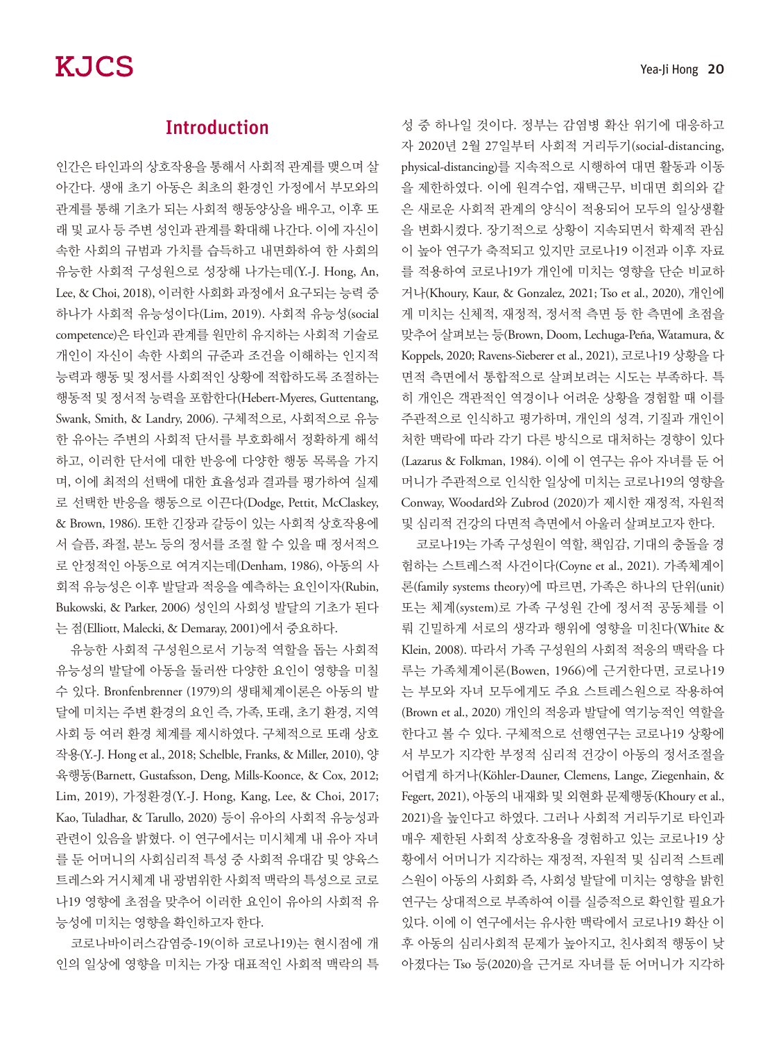## Introduction

인간은 타인과의 상호작용을 통해서 사회적 관계를 맺으며 살아간다. 생애 초기 아동은 최초의 환경인 가정에서 부모와의 관계를 통해 기초가 되는 사회적 행동양상을 배우고, 이후 또래 및 교사 등 주변 성인과 관계를 확대해 나간다. 이에 자신이 속한 사회의 규범과 가치를 습득하고 내면화하여 한 사회의 유능한 사회적 구성원으로 성장해 나가는데(Y.-J. Hong, An, Lee, & Choi, 2018), 이러한 사회화 과정에서 요구되는 능력 중 하나가 사회적 유능성이다(Lim, 2019). 사회적 유능성(social competence)은 타인과 관계를 원만히 유지하는 사회적 기술로 개인이 자신이 속한 사회의 규준과 조건을 이해하는 인지적 능력과 행동 및 정서를 사회적인 상황에 적합하도록 조절하는 행동적 및 정서적 능력을 포함한다(Hebert-Myeres, Guttentang, Swank, Smith, & Landry, 2006). 구체적으로, 사회적으로 유능한 유아는 주변의 사회적 단서를 부호화해서 정확하게 해석하고, 이러한 단서에 대한 반응에 다양한 행동 목록을 가지며, 이에 최적의 선택에 대한 효율성과 결과를 평가하여 실제로 선택한 반응을 행동으로 이끈다(Dodge, Pettit, McClaskey, & Brown, 1986). 또한 긴장과 갈등이 있는 사회적 상호작용에서 슬픔, 좌절, 분노 등의 정서를 조절 할 수 있을 때 정서적으로 안정적인 아동으로 여겨지는데(Denham, 1986), 아동의 사회적 유능성은 이후 발달과 적응을 예측하는 요인이자(Rubin, Bukowski, & Parker, 2006) 성인의 사회성 발달의 기초가 된다는 점(Elliott, Malecki, & Demaray, 2001)에서 중요하다.

유능한 사회적 구성원으로서 기능적 역할을 돕는 사회적 유능성의 발달에 아동을 둘러싼 다양한 요인이 영향을 미칠 수 있다. Bronfenbrenner (1979)의 생태체계이론은 아동의 발달에 미치는 주변 환경의 요인 즉, 가족, 또래, 초기 환경, 지역사회 등 여러 환경 체계를 제시하였다. 구체적으로 또래 상호작용(Y.-J. Hong et al., 2018; Schelble, Franks, & Miller, 2010), 양육행동(Barnett, Gustafsson, Deng, Mills-Koonce, & Cox, 2012; Lim, 2019), 가정환경(Y.-J. Hong, Kang, Lee, & Choi, 2017; Kao, Tuladhar, & Tarullo, 2020) 등이 유아의 사회적 유능성과 관련이 있음을 밝혔다. 이 연구에서는 미시체계 내 유아 자녀를 둔 어머니의 사회심리적 특성 중 사회적 유대감 및 양육스트레스와 거시체계 내 광범위한 사회적 맥락의 특성으로 코로나19 영향에 초점을 맞추어 이러한 요인이 유아의 사회적 유능성에 미치는 영향을 확인하고자 한다.

코로나바이러스감염증-19(이하 코로나19)는 현시점에 개인의 일상에 영향을 미치는 가장 대표적인 사회적 맥락의 특성 중 하나일 것이다. 정부는 감염병 확산 위기에 대응하고자 2020년 2월 27일부터 사회적 거리두기(social-distancing, physical-distancing)를 지속적으로 시행하여 대면 활동과 이동을 제한하였다. 이에 원격수업, 재택근무, 비대면 회의와 같은 새로운 사회적 관계의 양식이 적용되어 모두의 일상생활을 변화시켰다. 장기적으로 상황이 지속되면서 학제적 관심이 높아 연구가 축적되고 있지만 코로나19 이전과 이후 자료를 적용하여 코로나19가 개인에 미치는 영향을 단순 비교하거나(Khoury, Kaur, & Gonzalez, 2021; Tso et al., 2020), 개인에게 미치는 신체적, 재정적, 정서적 측면 등 한 측면에 초점을 맞추어 살펴보는 등(Brown, Doom, Lechuga-Peña, Watamura, & Koppels, 2020; Ravens-Sieberer et al., 2021), 코로나19 상황을 다면적 측면에서 통합적으로 살펴보려는 시도는 부족하다. 특히 개인은 객관적인 역경이나 어려운 상황을 경험할 때 이를 주관적으로 인식하고 평가하며, 개인의 성격, 기질과 개인이 처한 맥락에 따라 각기 다른 방식으로 대처하는 경향이 있다(Lazarus & Folkman, 1984). 이에 이 연구는 유아 자녀를 둔 어머니가 주관적으로 인식한 일상에 미치는 코로나19의 영향을 Conway, Woodard와 Zubrod (2020)가 제시한 재정적, 자원적 및 심리적 건강의 다면적 측면에서 아울러 살펴보고자 한다.

코로나19는 가족 구성원이 역할, 책임감, 기대의 충돌을 경험하는 스트레스적 사건이다(Coyne et al., 2021). 가족체계이론(family systems theory)에 따르면, 가족은 하나의 단위(unit) 또는 체계(system)로 가족 구성원 간에 정서적 공동체를 이뤄 긴밀하게 서로의 생각과 행위에 영향을 미친다(White & Klein, 2008). 따라서 가족 구성원의 사회적 적응의 맥락을 다루는 가족체계이론(Bowen, 1966)에 근거한다면, 코로나19는 부모와 자녀 모두에게도 주요 스트레스원으로 작용하여(Brown et al., 2020) 개인의 적응과 발달에 역기능적인 역할을 한다고 볼 수 있다. 구체적으로 선행연구는 코로나19 상황에서 부모가 지각한 부정적 심리적 건강이 아동의 정서조절을 어렵게 하거나(Köhler-Dauner, Clemens, Lange, Ziegenhain, & Fegert, 2021), 아동의 내재화 및 외현화 문제행동(Khoury et al., 2021)을 높인다고 하였다. 그러나 사회적 거리두기로 타인과 매우 제한된 사회적 상호작용을 경험하고 있는 코로나19 상황에서 어머니가 지각하는 재정적, 자원적 및 심리적 스트레스원이 아동의 사회화 즉, 사회성 발달에 미치는 영향을 밝힌 연구는 상대적으로 부족하여 이를 실증적으로 확인할 필요가 있다. 이에 이 연구에서는 유사한 맥락에서 코로나19 확산 이후 아동의 심리사회적 문제가 높아지고, 친사회적 행동이 낮아졌다는 Tso 등(2020)을 근거로 자녀를 둔 어머니가 지각하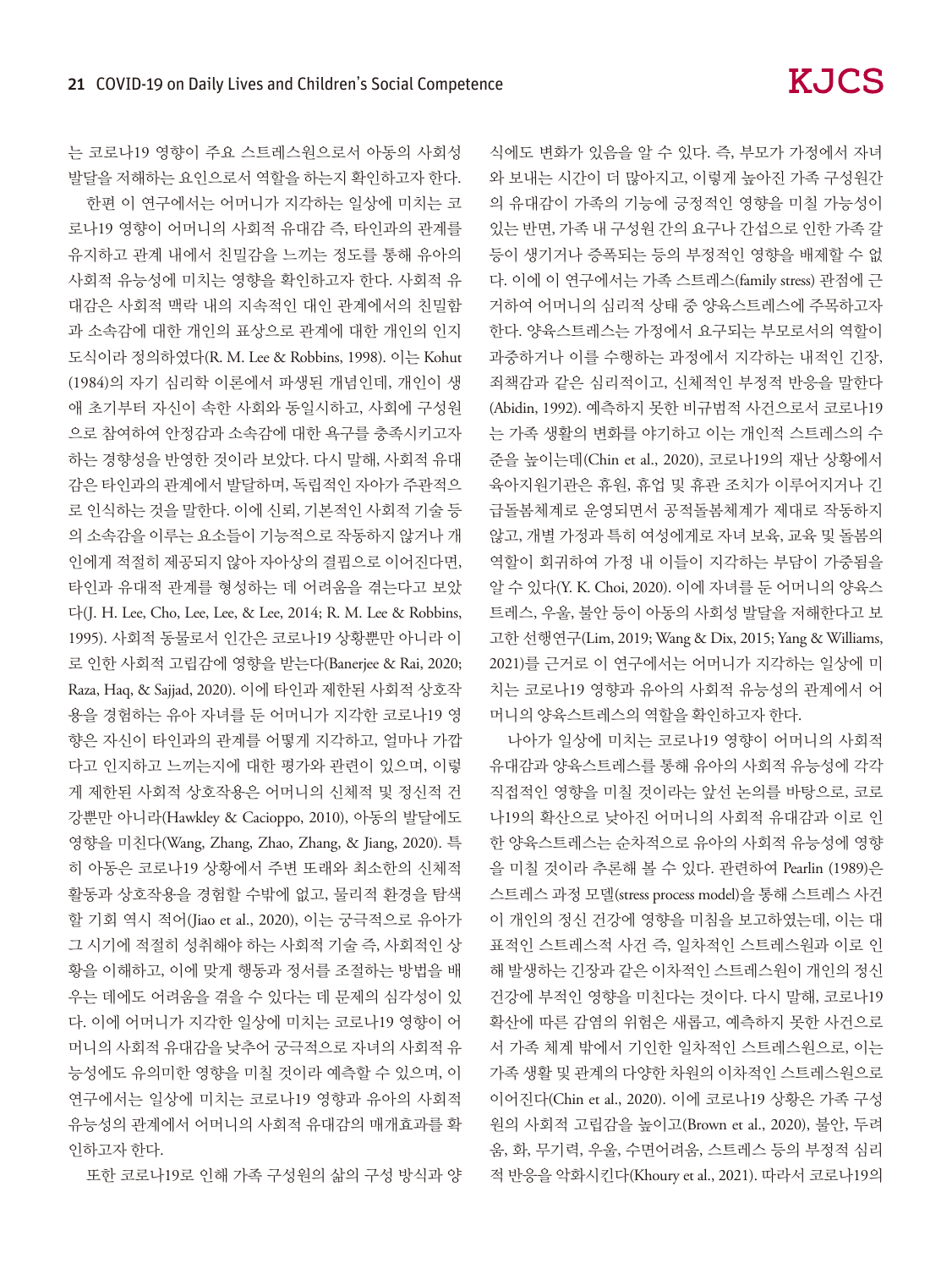는 코로나19 영향이 주요 스트레스원으로서 아동의 사회성 발달을 저해하는 요인으로서 역할을 하는지 확인하고자 한다.

한편 이 연구에서는 어머니가 지각하는 일상에 미치는 코로나19 영향이 어머니의 사회적 유대감 즉, 타인과의 관계를 유지하고 관계 내에서 친밀감을 느끼는 정도를 통해 유아의 사회적 유능성에 미치는 영향을 확인하고자 한다. 사회적 유대감은 사회적 맥락 내의 지속적인 대인 관계에서의 친밀함과 소속감에 대한 개인의 표상으로 관계에 대한 개인의 인지 도식이라 정의하였다(R. M. Lee & Robbins, 1998). 이는 Kohut (1984)의 자기 심리학 이론에서 파생된 개념인데, 개인이 생애 초기부터 자신이 속한 사회와 동일시하고, 사회에 구성원으로 참여하여 안정감과 소속감에 대한 욕구를 충족시키고자 하는 경향성을 반영한 것이라 보았다. 다시 말해, 사회적 유대감은 타인과의 관계에서 발달하며, 독립적인 자아가 주관적으로 인식하는 것을 말한다. 이에 신뢰, 기본적인 사회적 기술 등의 소속감을 이루는 요소들이 기능적으로 작동하지 않거나 개인에게 적절히 제공되지 않아 자아상의 결핍으로 이어진다면, 타인과 유대적 관계를 형성하는 데 어려움을 겪는다고 보았다(J. H. Lee, Cho, Lee, Lee, & Lee, 2014; R. M. Lee & Robbins, 1995). 사회적 동물로서 인간은 코로나19 상황뿐만 아니라 이로 인한 사회적 고립감에 영향을 받는다(Banerjee & Rai, 2020; Raza, Haq, & Sajjad, 2020). 이에 타인과 제한된 사회적 상호작용을 경험하는 유아 자녀를 둔 어머니가 지각한 코로나19 영향은 자신이 타인과의 관계를 어떻게 지각하고, 얼마나 가깝다고 인지하고 느끼는지에 대한 평가와 관련이 있으며, 이렇게 제한된 사회적 상호작용은 어머니의 신체적 및 정신적 건강뿐만 아니라(Hawkley & Cacioppo, 2010), 아동의 발달에도 영향을 미친다(Wang, Zhang, Zhao, Zhang, & Jiang, 2020). 특히 아동은 코로나19 상황에서 주변 또래와 최소한의 신체적 활동과 상호작용을 경험할 수밖에 없고, 물리적 환경을 탐색할 기회 역시 적어(Jiao et al., 2020), 이는 궁극적으로 유아가 그 시기에 적절히 성취해야 하는 사회적 기술 즉, 사회적인 상황을 이해하고, 이에 맞게 행동과 정서를 조절하는 방법을 배우는 데에도 어려움을 겪을 수 있다는 데 문제의 심각성이 있다. 이에 어머니가 지각한 일상에 미치는 코로나19 영향이 어머니의 사회적 유대감을 낮추어 궁극적으로 자녀의 사회적 유능성에도 유의미한 영향을 미칠 것이라 예측할 수 있으며, 이 연구에서는 일상에 미치는 코로나19 영향과 유아의 사회적 유능성의 관계에서 어머니의 사회적 유대감의 매개효과를 확인하고자 한다.

또한 코로나19로 인해 가족 구성원의 삶의 구성 방식과 양식에도 변화가 있음을 알 수 있다. 즉, 부모가 가정에서 자녀와 보내는 시간이 더 많아지고, 이렇게 높아진 가족 구성원간의 유대감이 가족의 기능에 긍정적인 영향을 미칠 가능성이 있는 반면, 가족 내 구성원 간의 요구나 간섭으로 인한 가족 갈등이 생기거나 증폭되는 등의 부정적인 영향을 배제할 수 없다. 이에 이 연구에서는 가족 스트레스(family stress) 관점에 근거하여 어머니의 심리적 상태 중 양육스트레스에 주목하고자 한다. 양육스트레스는 가정에서 요구되는 부모로서의 역할이 과중하거나 이를 수행하는 과정에서 지각하는 내적인 긴장, 죄책감과 같은 심리적이고, 신체적인 부정적 반응을 말한다(Abidin, 1992). 예측하지 못한 비규범적 사건으로서 코로나19는 가족 생활의 변화를 야기하고 이는 개인적 스트레스의 수준을 높이는데(Chin et al., 2020), 코로나19의 재난 상황에서 육아지원기관은 휴원, 휴업 및 휴관 조치가 이루어지거나 긴급돌봄체계로 운영되면서 공적돌봄체계가 제대로 작동하지 않고, 개별 가정과 특히 여성에게로 자녀 보육, 교육 및 돌봄의 역할이 회귀하여 가정 내 이들이 지각하는 부담이 가중됨을 알 수 있다(Y. K. Choi, 2020). 이에 자녀를 둔 어머니의 양육스트레스, 우울, 불안 등이 아동의 사회성 발달을 저해한다고 보고한 선행연구(Lim, 2019; Wang & Dix, 2015; Yang & Williams, 2021)를 근거로 이 연구에서는 어머니가 지각하는 일상에 미치는 코로나19 영향과 유아의 사회적 유능성의 관계에서 어머니의 양육스트레스의 역할을 확인하고자 한다.

나아가 일상에 미치는 코로나19 영향이 어머니의 사회적 유대감과 양육스트레스를 통해 유아의 사회적 유능성에 각각 직접적인 영향을 미칠 것이라는 앞선 논의를 바탕으로, 코로나19의 확산으로 낮아진 어머니의 사회적 유대감과 이로 인한 양육스트레스는 순차적으로 유아의 사회적 유능성에 영향을 미칠 것이라 추론해 볼 수 있다. 관련하여 Pearlin (1989)은 스트레스 과정 모델(stress process model)을 통해 스트레스 사건이 개인의 정신 건강에 영향을 미침을 보고하였는데, 이는 대표적인 스트레스적 사건 즉, 일차적인 스트레스원과 이로 인해 발생하는 긴장과 같은 이차적인 스트레스원이 개인의 정신 건강에 부적인 영향을 미친다는 것이다. 다시 말해, 코로나19 확산에 따른 감염의 위험은 새롭고, 예측하지 못한 사건으로서 가족 체계 밖에서 기인한 일차적인 스트레스원으로, 이는 가족 생활 및 관계의 다양한 차원의 이차적인 스트레스원으로 이어진다(Chin et al., 2020). 이에 코로나19 상황은 가족 구성원의 사회적 고립감을 높이고(Brown et al., 2020), 불안, 두려움, 화, 무기력, 우울, 수면어려움, 스트레스 등의 부정적 심리적 반응을 악화시킨다(Khoury et al., 2021). 따라서 코로나19의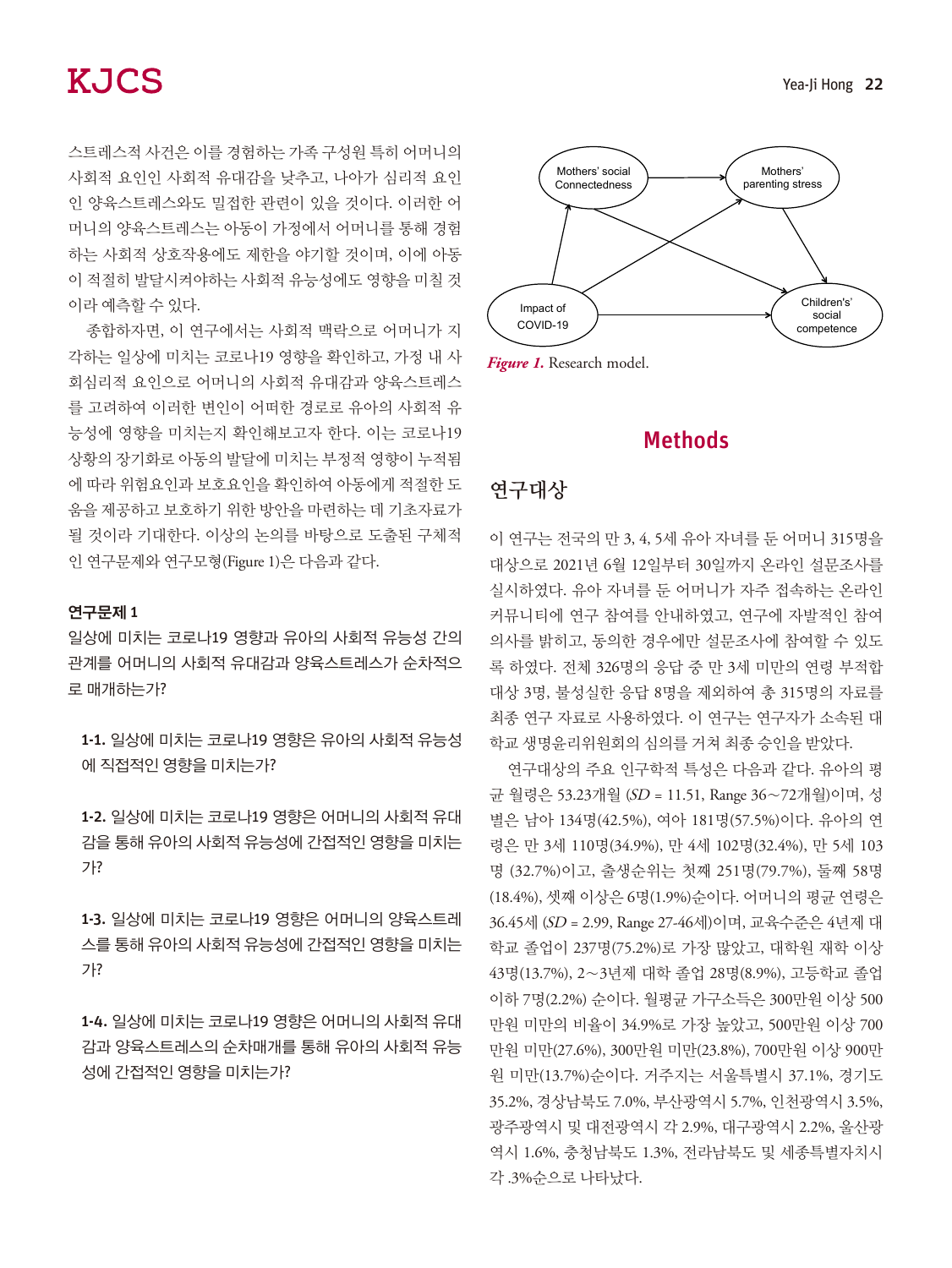스트레스적 사건은 이를 경험하는 가족 구성원 특히 어머니의 사회적 요인인 사회적 유대감을 낮추고, 나아가 심리적 요인인 양육스트레스와도 밀접한 관련이 있을 것이다. 이러한 어머니의 양육스트레스는 아동이 가정에서 어머니를 통해 경험하는 사회적 상호작용에도 제한을 야기할 것이며, 이에 아동이 적절히 발달시켜야하는 사회적 유능성에도 영향을 미칠 것이라 예측할 수 있다.

종합하자면, 이 연구에서는 사회적 맥락으로 어머니가 지각하는 일상에 미치는 코로나19 영향을 확인하고, 가정 내 사회심리적 요인으로 어머니의 사회적 유대감과 양육스트레스를 고려하여 이러한 변인이 어떠한 경로로 유아의 사회적 유능성에 영향을 미치는지 확인해보고자 한다. 이는 코로나19 상황의 장기화로 아동의 발달에 미치는 부정적 영향이 누적됨에 따라 위험요인과 보호요인을 확인하여 아동에게 적절한 도움을 제공하고 보호하기 위한 방안을 마련하는 데 기초자료가 될 것이라 기대한다. 이상의 논의를 바탕으로 도출된 구체적인 연구문제와 연구모형(Figure 1)은 다음과 같다.

**연구문제 1**

일상에 미치는 코로나19 영향과 유아의 사회적 유능성 간의 관계를 어머니의 사회적 유대감과 양육스트레스가 순차적으로 매개하는가?

**1-1.** 일상에 미치는 코로나19 영향은 유아의 사회적 유능성에 직접적인 영향을 미치는가?

**1-2.** 일상에 미치는 코로나19 영향은 어머니의 사회적 유대감을 통해 유아의 사회적 유능성에 간접적인 영향을 미치는가?

**1-3.** 일상에 미치는 코로나19 영향은 어머니의 양육스트레스를 통해 유아의 사회적 유능성에 간접적인 영향을 미치는가?

**1-4.** 일상에 미치는 코로나19 영향은 어머니의 사회적 유대감과 양육스트레스의 순차매개를 통해 유아의 사회적 유능성에 간접적인 영향을 미치는가?

*Figure 1.* Research model.

## Methods

### 연구대상

이 연구는 전국의 만 3, 4, 5세 유아 자녀를 둔 어머니 315명을 대상으로 2021년 6월 12일부터 30일까지 온라인 설문조사를 실시하였다. 유아 자녀를 둔 어머니가 자주 접속하는 온라인 커뮤니티에 연구 참여를 안내하였고, 연구에 자발적인 참여 의사를 밝히고, 동의한 경우에만 설문조사에 참여할 수 있도록 하였다. 전체 326명의 응답 중 만 3세 미만의 연령 부적합 대상 3명, 불성실한 응답 8명을 제외하여 총 315명의 자료를 최종 연구 자료로 사용하였다. 이 연구는 연구자가 소속된 대학교 생명윤리위원회의 심의를 거쳐 최종 승인을 받았다.

연구대상의 주요 인구학적 특성은 다음과 같다. 유아의 평균 월령은 53.23개월 (*SD* = 11.51, Range 36~72개월)이며, 성별은 남아 134명(42.5%), 여아 181명(57.5%)이다. 유아의 연령은 만 3세 110명(34.9%), 만 4세 102명(32.4%), 만 5세 103명 (32.7%)이고, 출생순위는 첫째 251명(79.7%), 둘째 58명(18.4%), 셋째 이상은 6명(1.9%)순이다. 어머니의 평균 연령은 36.45세 (*SD* = 2.99, Range 27-46세)이며, 교육수준은 4년제 대학교 졸업이 237명(75.2%)로 가장 많았고, 대학원 재학 이상 43명(13.7%), 2~3년제 대학 졸업 28명(8.9%), 고등학교 졸업 이하 7명(2.2%) 순이다. 월평균 가구소득은 300만원 이상 500만원 미만의 비율이 34.9%로 가장 높았고, 500만원 이상 700만원 미만(27.6%), 300만원 미만(23.8%), 700만원 이상 900만원 미만(13.7%)순이다. 거주지는 서울특별시 37.1%, 경기도 35.2%, 경상남북도 7.0%, 부산광역시 5.7%, 인천광역시 3.5%, 광주광역시 및 대전광역시 각 2.9%, 대구광역시 2.2%, 울산광역시 1.6%, 충청남북도 1.3%, 전라남북도 및 세종특별자치시 각 .3%순으로 나타났다.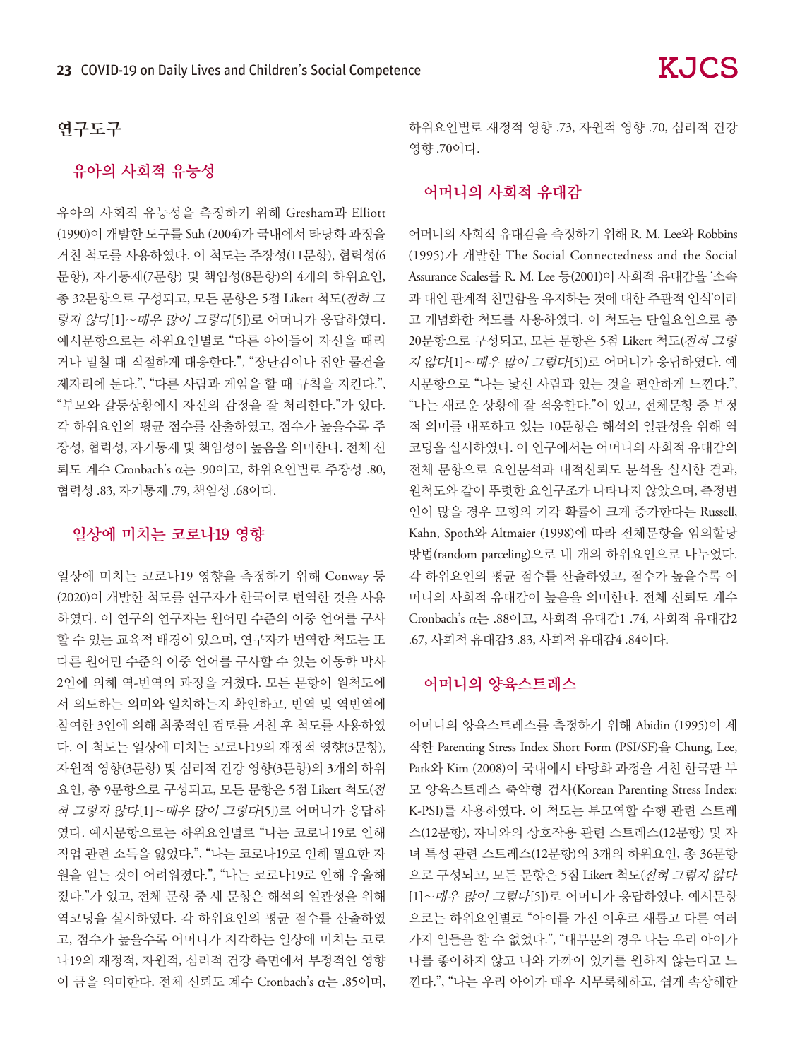## 연구도구

### 유아의 사회적 유능성

유아의 사회적 유능성을 측정하기 위해 Gresham과 Elliott (1990)이 개발한 도구를 Suh (2004)가 국내에서 타당화 과정을 거친 척도를 사용하였다. 이 척도는 주장성(11문항), 협력성(6문항), 자기통제(7문항) 및 책임성(8문항)의 4개의 하위요인, 총 32문항으로 구성되고, 모든 문항은 5점 Likert 척도(*전혀 그렇지 않다*[1]~*매우 많이 그렇다*[5])로 어머니가 응답하였다. 예시문항으로는 하위요인별로 "다른 아이들이 자신을 때리거나 밀칠 때 적절하게 대응한다.", "장난감이나 집안 물건을 제자리에 둔다.", "다른 사람과 게임을 할 때 규칙을 지킨다.", "부모와 갈등상황에서 자신의 감정을 잘 처리한다."가 있다. 각 하위요인의 평균 점수를 산출하였고, 점수가 높을수록 주장성, 협력성, 자기통제 및 책임성이 높음을 의미한다. 전체 신뢰도 계수 Cronbach's α는 .90이고, 하위요인별로 주장성 .80, 협력성 .83, 자기통제 .79, 책임성 .68이다.

### 일상에 미치는 코로나19 영향

일상에 미치는 코로나19 영향을 측정하기 위해 Conway 등 (2020)이 개발한 척도를 연구자가 한국어로 번역한 것을 사용하였다. 이 연구의 연구자는 원어민 수준의 이중 언어를 구사할 수 있는 교육적 배경이 있으며, 연구자가 번역한 척도는 또 다른 원어민 수준의 이중 언어를 구사할 수 있는 아동학 박사 2인에 의해 역-번역의 과정을 거쳤다. 모든 문항이 원척도에서 의도하는 의미와 일치하는지 확인하고, 번역 및 역번역에 참여한 3인에 의해 최종적인 검토를 거친 후 척도를 사용하였다. 이 척도는 일상에 미치는 코로나19의 재정적 영향(3문항), 자원적 영향(3문항) 및 심리적 건강 영향(3문항)의 3개의 하위요인, 총 9문항으로 구성되고, 모든 문항은 5점 Likert 척도(*전혀 그렇지 않다*[1]~*매우 많이 그렇다*[5])로 어머니가 응답하였다. 예시문항으로는 하위요인별로 "나는 코로나19로 인해 직업 관련 소득을 잃었다.", "나는 코로나19로 인해 필요한 자원을 얻는 것이 어려워졌다.", "나는 코로나19로 인해 우울해졌다."가 있고, 전체 문항 중 세 문항은 해석의 일관성을 위해 역코딩을 실시하였다. 각 하위요인의 평균 점수를 산출하였고, 점수가 높을수록 어머니가 지각하는 일상에 미치는 코로나19의 재정적, 자원적, 심리적 건강 측면에서 부정적인 영향이 큼을 의미한다. 전체 신뢰도 계수 Cronbach's α는 .85이며, 하위요인별로 재정적 영향 .73, 자원적 영향 .70, 심리적 건강 영향 .70이다.

### 어머니의 사회적 유대감

어머니의 사회적 유대감을 측정하기 위해 R. M. Lee와 Robbins (1995)가 개발한 The Social Connectedness and the Social Assurance Scales를 R. M. Lee 등(2001)이 사회적 유대감을 '소속과 대인 관계적 친밀함을 유지하는 것에 대한 주관적 인식'이라고 개념화한 척도를 사용하였다. 이 척도는 단일요인으로 총 20문항으로 구성되고, 모든 문항은 5점 Likert 척도(*전혀 그렇지 않다*[1]~*매우 많이 그렇다*[5])로 어머니가 응답하였다. 예시문항으로 "나는 낯선 사람과 있는 것을 편안하게 느낀다.", "나는 새로운 상황에 잘 적응한다."이 있고, 전체문항 중 부정적 의미를 내포하고 있는 10문항은 해석의 일관성을 위해 역코딩을 실시하였다. 이 연구에서는 어머니의 사회적 유대감의 전체 문항으로 요인분석과 내적신뢰도 분석을 실시한 결과, 원척도와 같이 뚜렷한 요인구조가 나타나지 않았으며, 측정변인이 많을 경우 모형의 기각 확률이 크게 증가한다는 Russell, Kahn, Spoth와 Altmaier (1998)에 따라 전체문항을 임의할당방법(random parceling)으로 네 개의 하위요인으로 나누었다. 각 하위요인의 평균 점수를 산출하였고, 점수가 높을수록 어머니의 사회적 유대감이 높음을 의미한다. 전체 신뢰도 계수 Cronbach's α는 .88이고, 사회적 유대감1 .74, 사회적 유대감2 .67, 사회적 유대감3 .83, 사회적 유대감4 .84이다.

### 어머니의 양육스트레스

어머니의 양육스트레스를 측정하기 위해 Abidin (1995)이 제작한 Parenting Stress Index Short Form (PSI/SF)을 Chung, Lee, Park와 Kim (2008)이 국내에서 타당화 과정을 거친 한국판 부모 양육스트레스 축약형 검사(Korean Parenting Stress Index: K-PSI)를 사용하였다. 이 척도는 부모역할 수행 관련 스트레스(12문항), 자녀와의 상호작용 관련 스트레스(12문항) 및 자녀 특성 관련 스트레스(12문항)의 3개의 하위요인, 총 36문항으로 구성되고, 모든 문항은 5점 Likert 척도(*전혀 그렇지 않다*[1]~*매우 많이 그렇다*[5])로 어머니가 응답하였다. 예시문항으로는 하위요인별로 "아이를 가진 이후로 새롭고 다른 여러 가지 일들을 할 수 없었다.", "대부분의 경우 나는 우리 아이가 나를 좋아하지 않고 나와 가까이 있기를 원하지 않는다고 느낀다.", "나는 우리 아이가 매우 시무룩해하고, 쉽게 속상해한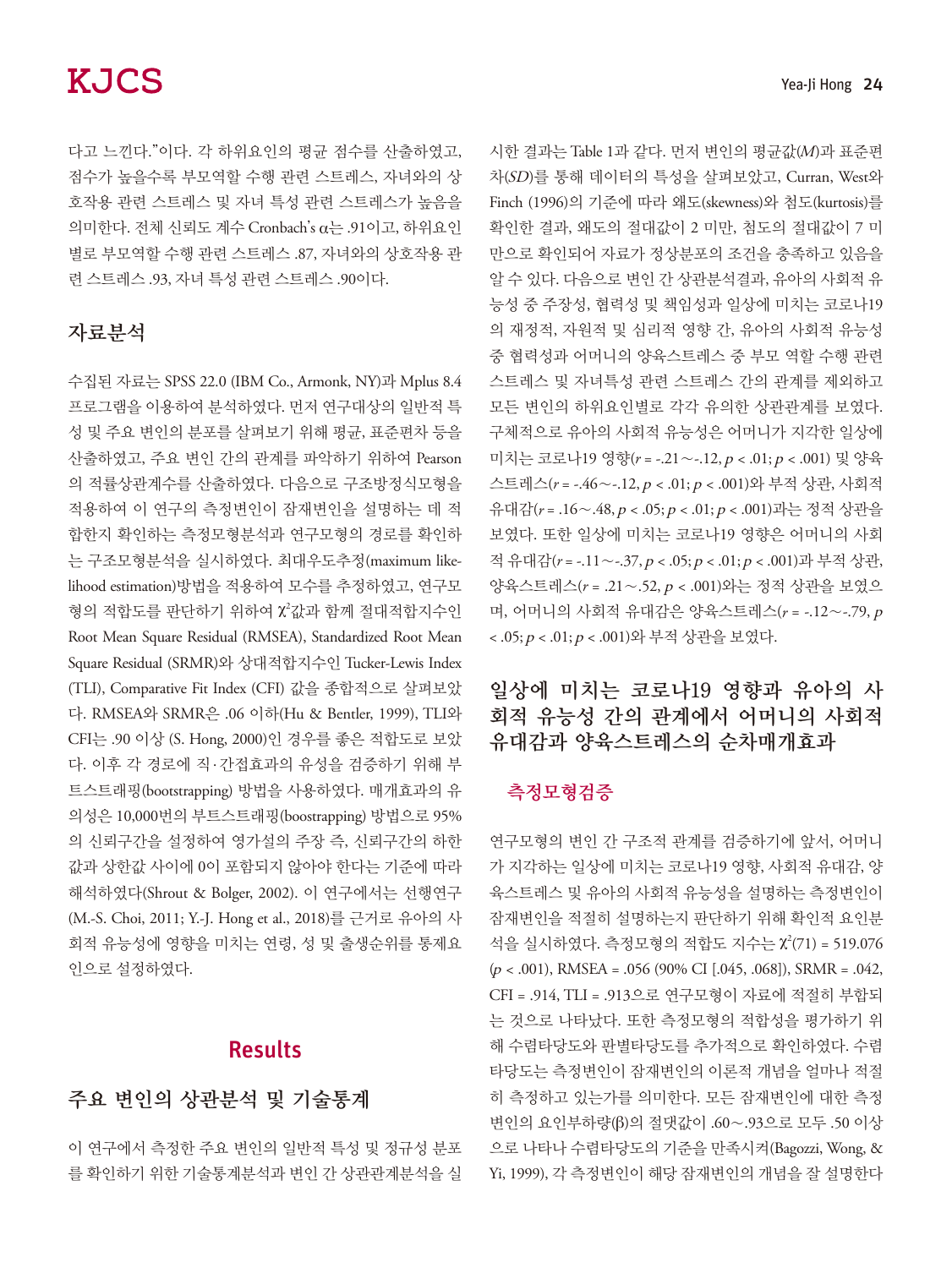다고 느낀다."이다. 각 하위요인의 평균 점수를 산출하였고, 점수가 높을수록 부모역할 수행 관련 스트레스, 자녀와의 상호작용 관련 스트레스 및 자녀 특성 관련 스트레스가 높음을 의미한다. 전체 신뢰도 계수 Cronbach's α는 .91이고, 하위요인별로 부모역할 수행 관련 스트레스 .87, 자녀와의 상호작용 관련 스트레스 .93, 자녀 특성 관련 스트레스 .90이다.

## 자료분석

수집된 자료는 SPSS 22.0 (IBM Co., Armonk, NY)과 Mplus 8.4 프로그램을 이용하여 분석하였다. 먼저 연구대상의 일반적 특성 및 주요 변인의 분포를 살펴보기 위해 평균, 표준편차 등을 산출하였고, 주요 변인 간의 관계를 파악하기 위하여 Pearson의 적률상관계수를 산출하였다. 다음으로 구조방정식모형을 적용하여 이 연구의 측정변인이 잠재변인을 설명하는 데 적합한지 확인하는 측정모형분석과 연구모형의 경로를 확인하는 구조모형분석을 실시하였다. 최대우도추정(maximum likelihood estimation)방법을 적용하여 모수를 추정하였고, 연구모형의 적합도를 판단하기 위하여 $\chi^2$값과 함께 절대적합지수인 Root Mean Square Residual (RMSEA), Standardized Root Mean Square Residual (SRMR)와 상대적합지수인 Tucker-Lewis Index (TLI), Comparative Fit Index (CFI) 값을 종합적으로 살펴보았다. RMSEA와 SRMR은 .06 이하(Hu & Bentler, 1999), TLI와 CFI는 .90 이상 (S. Hong, 2000)인 경우를 좋은 적합도로 보았다. 이후 각 경로에 직·간접효과의 유성을 검증하기 위해 부트스트래핑(bootstrapping) 방법을 사용하였다. 매개효과의 유의성은 10,000번의 부트스트래핑(boostrapping) 방법으로 95%의 신뢰구간을 설정하여 영가설의 주장 즉, 신뢰구간의 하한값과 상한값 사이에 0이 포함되지 않아야 한다는 기준에 따라 해석하였다(Shrout & Bolger, 2002). 이 연구에서는 선행연구(M.-S. Choi, 2011; Y.-J. Hong et al., 2018)를 근거로 유아의 사회적 유능성에 영향을 미치는 연령, 성 및 출생순위를 통제요인으로 설정하였다.

# Results

## 주요 변인의 상관분석 및 기술통계

이 연구에서 측정한 주요 변인의 일반적 특성 및 정규성 분포를 확인하기 위한 기술통계분석과 변인 간 상관관계분석을 실시한 결과는 Table 1과 같다. 먼저 변인의 평균값(*M*)과 표준편차(*SD*)를 통해 데이터의 특성을 살펴보았고, Curran, West와 Finch (1996)의 기준에 따라 왜도(skewness)와 첨도(kurtosis)를 확인한 결과, 왜도의 절대값이 2 미만, 첨도의 절대값이 7 미만으로 확인되어 자료가 정상분포의 조건을 충족하고 있음을 알 수 있다. 다음으로 변인 간 상관분석결과, 유아의 사회적 유능성 중 주장성, 협력성 및 책임성과 일상에 미치는 코로나19의 재정적, 자원적 및 심리적 영향 간, 유아의 사회적 유능성 중 협력성과 어머니의 양육스트레스 중 부모 역할 수행 관련 스트레스 및 자녀특성 관련 스트레스 간의 관계를 제외하고 모든 변인의 하위요인별로 각각 유의한 상관관계를 보였다. 구체적으로 유아의 사회적 유능성은 어머니가 지각한 일상에 미치는 코로나19 영향($r$ = -.21～-.12, $p$ < .01; $p$ < .001) 및 양육스트레스($r$ = -.46～-.12, $p$ < .01; $p$ < .001)와 부적 상관, 사회적 유대감($r$ = .16～.48, $p$ < .05; $p$ < .01; $p$ < .001)과는 정적 상관을 보였다. 또한 일상에 미치는 코로나19 영향은 어머니의 사회적 유대감($r$ = -.11～-.37, $p$ < .05; $p$ < .01; $p$ < .001)과 부적 상관, 양육스트레스($r$ = .21～.52, $p$ < .001)와는 정적 상관을 보였으며, 어머니의 사회적 유대감은 양육스트레스($r$ = -.12～-.79, $p$ < .05; $p$ < .01; $p$ < .001)와 부적 상관을 보였다.

## 일상에 미치는 코로나19 영향과 유아의 사회적 유능성 간의 관계에서 어머니의 사회적 유대감과 양육스트레스의 순차매개효과

### 측정모형검증

연구모형의 변인 간 구조적 관계를 검증하기에 앞서, 어머니가 지각하는 일상에 미치는 코로나19 영향, 사회적 유대감, 양육스트레스 및 유아의 사회적 유능성을 설명하는 측정변인이 잠재변인을 적절히 설명하는지 판단하기 위해 확인적 요인분석을 실시하였다. 측정모형의 적합도 지수는 $\chi^2(71)$ = 519.076 ($p$ < .001), RMSEA = .056 (90% CI [.045, .068]), SRMR = .042, CFI = .914, TLI = .913으로 연구모형이 자료에 적절히 부합되는 것으로 나타났다. 또한 측정모형의 적합성을 평가하기 위해 수렴타당도와 판별타당도를 추가적으로 확인하였다. 수렴타당도는 측정변인이 잠재변인의 이론적 개념을 얼마나 적절히 측정하고 있는가를 의미한다. 모든 잠재변인에 대한 측정변인의 요인부하량(β)의 절댓값이 .60～.93으로 모두 .50 이상으로 나타나 수렴타당도의 기준을 만족시켜(Bagozzi, Wong, & Yi, 1999), 각 측정변인이 해당 잠재변인의 개념을 잘 설명한다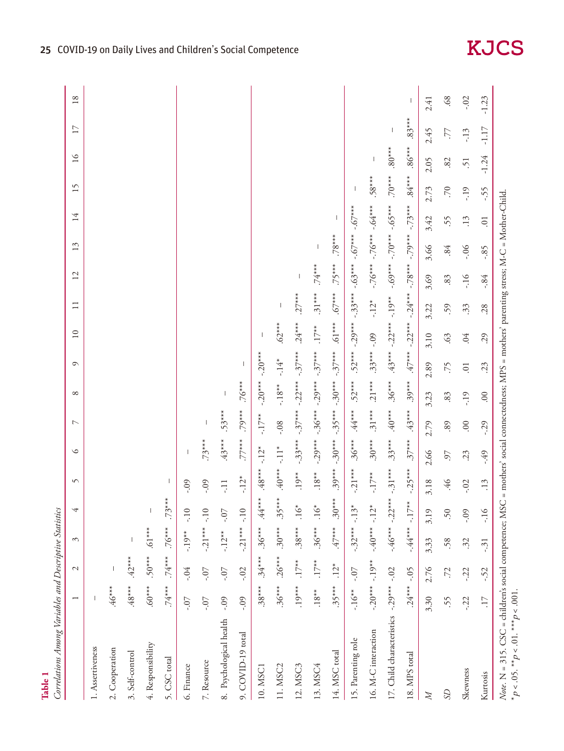**Table 1**

*Correlations Among Variables and Descriptive Statistics*

| | 1 | 2 | 3 | 4 | 5 | 6 | 7 | 8 | 9 | 10 | 11 | 12 | 13 | 14 | 15 | 16 | 17 | 18 |
|---|---|---|---|---|---|---|---|---|---|---|---|---|---|---|---|---|---|---|
| 1. Assertiveness | – | | | | | | | | | | | | | | | | | |
| 2. Cooperation | .46*** | – | | | | | | | | | | | | | | | | |
| 3. Self-control | .48*** | .42*** | – | | | | | | | | | | | | | | | |
| 4. Responsibility | .60*** | .50*** | .61*** | – | | | | | | | | | | | | | | |
| 5. CSC total | .74*** | .74*** | .76*** | .73*** | – | | | | | | | | | | | | | |
| 6. Finance | -.07 | -.04 | -.19** | -.10 | -.09 | – | | | | | | | | | | | | |
| 7. Resource | -.07 | -.07 | -.21*** | -.10 | -.09 | .73*** | – | | | | | | | | | | | |
| 8. Psychological health | -.09 | -.07 | -.12* | -.07 | -.11 | .43*** | .53*** | – | | | | | | | | | | |
| 9. COVID-19 total | -.09 | -.02 | -.21*** | -.10 | -.12* | .77*** | .79*** | .76*** | – | | | | | | | | | |
| 10. MSC1 | .38*** | .34*** | .36*** | .44*** | .48*** | -.12* | -.17** | -.20*** | -.20*** | – | | | | | | | | |
| 11. MSC2 | .36*** | .26*** | .30*** | .35*** | .40*** | -.11* | -.08 | -.18** | -.14* | .62*** | – | | | | | | | |
| 12. MSC3 | .19*** | .17** | .38*** | .16* | .19** | -.33*** | -.37*** | -.22*** | -.37*** | .24*** | .27*** | – | | | | | | |
| 13. MSC4 | .18** | .17** | .36*** | .16* | .18** | -.29*** | -.36*** | -.29*** | -.37*** | .17** | .31*** | .74*** | – | | | | | |
| 14. MSC total | .35*** | .12* | .47*** | .30*** | .39*** | -.30*** | -.35*** | -.30*** | -.37*** | .61*** | .67*** | .75*** | .78*** | – | | | | |
| 15. Parenting role | -.16** | -.07 | -.32*** | -.13* | -.21*** | .36*** | .44*** | .52*** | .52*** | -.29*** | -.33*** | -.63*** | -.67*** | -.67*** | – | | | |
| 16. M-C interaction | -.20*** | -.19** | -.40*** | -.12* | -.17** | .30*** | .31*** | .21*** | .33*** | -.09 | -.12* | -.76*** | -.76*** | -.64*** | .58*** | – | | |
| 17. Child characteristics | -.29*** | -.02 | -.46*** | -.22*** | -.31*** | .33*** | .40*** | .36*** | .43*** | -.22*** | -.19** | -.69*** | -.70*** | -.65*** | .70*** | .80*** | – | |
| 18. MPS total | .24*** | -.05 | -.44*** | -.17** | -.25*** | .37*** | .43*** | .39*** | .47*** | -.22*** | -.24*** | -.78*** | -.79*** | -.73*** | .84*** | .86*** | .83*** | – |
| *M* | 3.30 | 2.76 | 3.33 | 3.19 | 3.18 | 2.66 | 2.79 | 3.23 | 2.89 | 3.10 | 3.22 | 3.69 | 3.66 | 3.42 | 2.73 | 2.05 | 2.45 | 2.41 |
| *SD* | .55 | .72 | .58 | .50 | .46 | .97 | .89 | .83 | .75 | .63 | .59 | .83 | .84 | .55 | .70 | .82 | .77 | .68 |
| Skewness | -.22 | -.22 | .32 | -.09 | -.02 | .23 | .00 | -.19 | .01 | .04 | .33 | -.16 | -.06 | .13 | -.19 | .51 | -.13 | -.02 |
| Kurtosis | .17 | -.52 | -.31 | -.16 | .13 | -.49 | -.29 | .00 | .23 | .29 | .28 | -.84 | -.85 | .01 | -.55 | -1.24 | -1.17 | -1.23 |

*Note*. N = 315. CSC = children's social competence; MSC = mothers' social connectedness; MPS = mothers' parenting stress; M-C = Mother-Child.
\*$p < .05$. \*\*$p < .01$. \*\*\*$p < .001$.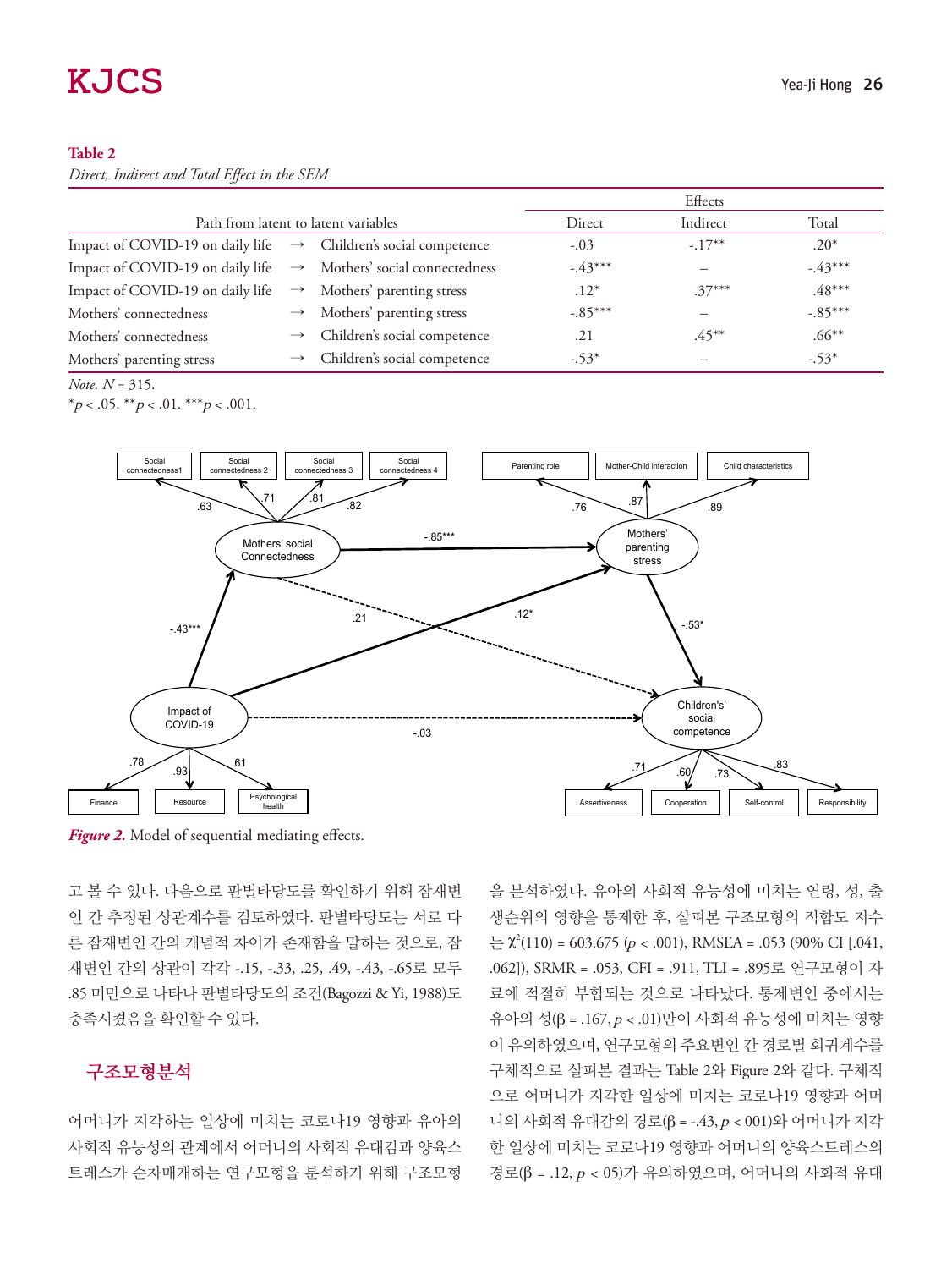**Table 2**

*Direct, Indirect and Total Effect in the SEM*

| Path from latent to latent variables | | | Effects | | |
|---|---|---|---|---|---|
| | | | Direct | Indirect | Total |
| Impact of COVID-19 on daily life | → | Children's social competence | -.03 | -.17** | .20* |
| Impact of COVID-19 on daily life | → | Mothers' social connectedness | -.43*** | – | -.43*** |
| Impact of COVID-19 on daily life | → | Mothers' parenting stress | .12* | .37*** | .48*** |
| Mothers' connectedness | → | Mothers' parenting stress | -.85*** | – | -.85*** |
| Mothers' connectedness | → | Children's social competence | .21 | .45** | .66** |
| Mothers' parenting stress | → | Children's social competence | -.53* | – | -.53* |

*Note. N* = 315.
*$p$ < .05. **$p$ < .01. ***$p$ < .001.

*Figure 2.* Model of sequential mediating effects.

고 볼 수 있다. 다음으로 판별타당도를 확인하기 위해 잠재변인 간 추정된 상관계수를 검토하였다. 판별타당도는 서로 다른 잠재변인 간의 개념적 차이가 존재함을 말하는 것으로, 잠재변인 간의 상관이 각각 -.15, -.33, .25, .49, -.43, -.65로 모두 .85 미만으로 나타나 판별타당도의 조건(Bagozzi & Yi, 1988)도 충족시켰음을 확인할 수 있다.

## 구조모형분석

어머니가 지각하는 일상에 미치는 코로나19 영향과 유아의 사회적 유능성의 관계에서 어머니의 사회적 유대감과 양육스트레스가 순차매개하는 연구모형을 분석하기 위해 구조모형을 분석하였다. 유아의 사회적 유능성에 미치는 연령, 성, 출생순위의 영향을 통제한 후, 살펴본 구조모형의 적합도 지수는 $\chi^2(110)$ = 603.675 ($p$ < .001), RMSEA = .053 (90% CI [.041, .062]), SRMR = .053, CFI = .911, TLI = .895로 연구모형이 자료에 적절히 부합되는 것으로 나타났다. 통제변인 중에서는 유아의 성(β = .167, $p$ < .01)만이 사회적 유능성에 미치는 영향이 유의하였으며, 연구모형의 주요변인 간 경로별 회귀계수를 구체적으로 살펴본 결과는 Table 2와 Figure 2와 같다. 구체적으로 어머니가 지각한 일상에 미치는 코로나19 영향과 어머니의 사회적 유대감의 경로(β = -.43, $p$ < 001)와 어머니가 지각한 일상에 미치는 코로나19 영향과 어머니의 양육스트레스의 경로(β = .12, $p$ < 05)가 유의하였으며, 어머니의 사회적 유대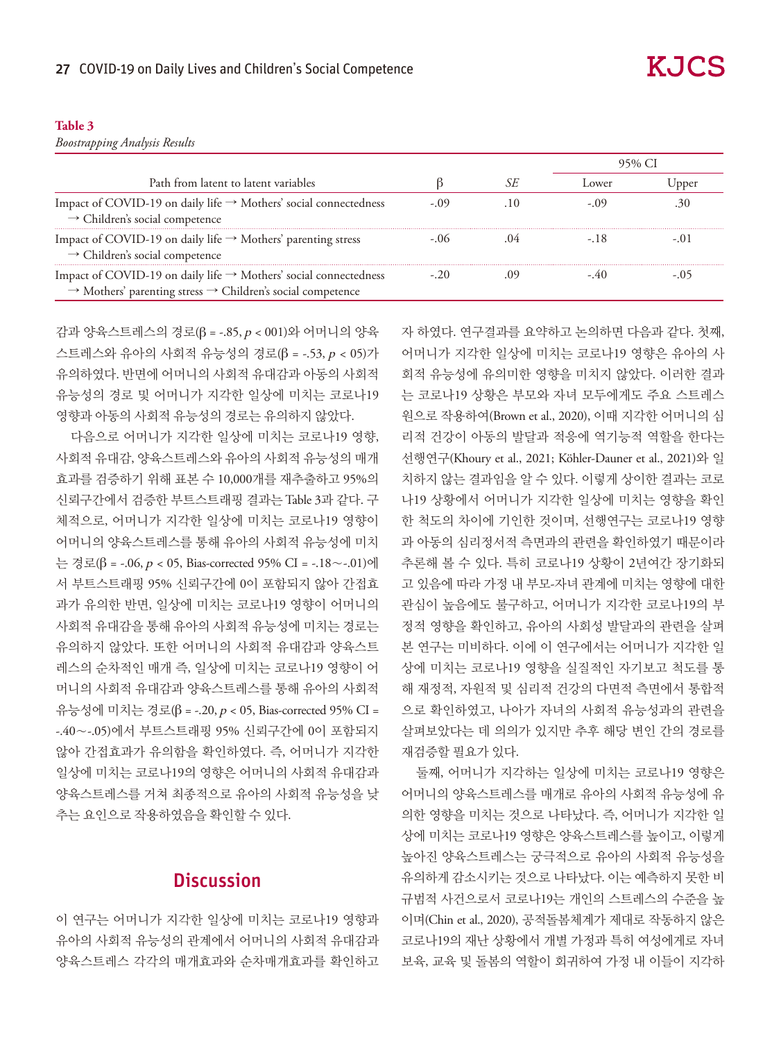**Table 3**

*Boostrapping Analysis Results*

| Path from latent to latent variables | β | *SE* | 95% CI | |
|---|---|---|---|---|
| | | | Lower | Upper |
| Impact of COVID-19 on daily life → Mothers' social connectedness → Children's social competence | -.09 | .10 | -.09 | .30 |
| Impact of COVID-19 on daily life → Mothers' parenting stress → Children's social competence | -.06 | .04 | -.18 | -.01 |
| Impact of COVID-19 on daily life → Mothers' social connectedness → Mothers' parenting stress → Children's social competence | -.20 | .09 | -.40 | -.05 |

감과 양육스트레스의 경로(β = -.85, $p$ < 001)와 어머니의 양육스트레스와 유아의 사회적 유능성의 경로(β = -.53, $p$ < 05)가 유의하였다. 반면에 어머니의 사회적 유대감과 아동의 사회적 유능성의 경로 및 어머니가 지각한 일상에 미치는 코로나19 영향과 아동의 사회적 유능성의 경로는 유의하지 않았다.

다음으로 어머니가 지각한 일상에 미치는 코로나19 영향, 사회적 유대감, 양육스트레스와 유아의 사회적 유능성의 매개효과를 검증하기 위해 표본 수 10,000개를 재추출하고 95%의 신뢰구간에서 검증한 부트스트래핑 결과는 Table 3과 같다. 구체적으로, 어머니가 지각한 일상에 미치는 코로나19 영향이 어머니의 양육스트레스를 통해 유아의 사회적 유능성에 미치는 경로(β = -.06, $p$ < 05, Bias-corrected 95% CI = -.18∼-.01)에서 부트스트래핑 95% 신뢰구간에 0이 포함되지 않아 간접효과가 유의한 반면, 일상에 미치는 코로나19 영향이 어머니의 사회적 유대감을 통해 유아의 사회적 유능성에 미치는 경로는 유의하지 않았다. 또한 어머니의 사회적 유대감과 양육스트레스의 순차적인 매개 즉, 일상에 미치는 코로나19 영향이 어머니의 사회적 유대감과 양육스트레스를 통해 유아의 사회적 유능성에 미치는 경로(β = -.20, $p$ < 05, Bias-corrected 95% CI = -.40∼-.05)에서 부트스트래핑 95% 신뢰구간에 0이 포함되지 않아 간접효과가 유의함을 확인하였다. 즉, 어머니가 지각한 일상에 미치는 코로나19의 영향은 어머니의 사회적 유대감과 양육스트레스를 거쳐 최종적으로 유아의 사회적 유능성을 낮추는 요인으로 작용하였음을 확인할 수 있다.

## Discussion

이 연구는 어머니가 지각한 일상에 미치는 코로나19 영향과 유아의 사회적 유능성의 관계에서 어머니의 사회적 유대감과 양육스트레스 각각의 매개효과와 순차매개효과를 확인하고자 하였다. 연구결과를 요약하고 논의하면 다음과 같다. 첫째, 어머니가 지각한 일상에 미치는 코로나19 영향은 유아의 사회적 유능성에 유의미한 영향을 미치지 않았다. 이러한 결과는 코로나19 상황은 부모와 자녀 모두에게도 주요 스트레스원으로 작용하여(Brown et al., 2020), 이때 지각한 어머니의 심리적 건강이 아동의 발달과 적응에 역기능적 역할을 한다는 선행연구(Khoury et al., 2021; Köhler-Dauner et al., 2021)와 일치하지 않는 결과임을 알 수 있다. 이렇게 상이한 결과는 코로나19 상황에서 어머니가 지각한 일상에 미치는 영향을 확인한 척도의 차이에 기인한 것이며, 선행연구는 코로나19 영향과 아동의 심리정서적 측면과의 관련을 확인하였기 때문이라 추론해 볼 수 있다. 특히 코로나19 상황이 2년여간 장기화되고 있음에 따라 가정 내 부모-자녀 관계에 미치는 영향에 대한 관심이 높음에도 불구하고, 어머니가 지각한 코로나19의 부정적 영향을 확인하고, 유아의 사회성 발달과의 관련을 살펴본 연구는 미비하다. 이에 이 연구에서는 어머니가 지각한 일상에 미치는 코로나19 영향을 실질적인 자기보고 척도를 통해 재정적, 자원적 및 심리적 건강의 다면적 측면에서 통합적으로 확인하였고, 나아가 자녀의 사회적 유능성과의 관련을 살펴보았다는 데 의의가 있지만 추후 해당 변인 간의 경로를 재검증할 필요가 있다.

둘째, 어머니가 지각하는 일상에 미치는 코로나19 영향은 어머니의 양육스트레스를 매개로 유아의 사회적 유능성에 유의한 영향을 미치는 것으로 나타났다. 즉, 어머니가 지각한 일상에 미치는 코로나19 영향은 양육스트레스를 높이고, 이렇게 높아진 양육스트레스는 궁극적으로 유아의 사회적 유능성을 유의하게 감소시키는 것으로 나타났다. 이는 예측하지 못한 비규범적 사건으로서 코로나19는 개인의 스트레스의 수준을 높이며(Chin et al., 2020), 공적돌봄체계가 제대로 작동하지 않은 코로나19의 재난 상황에서 개별 가정과 특히 여성에게로 자녀 보육, 교육 및 돌봄의 역할이 회귀하여 가정 내 이들이 지각하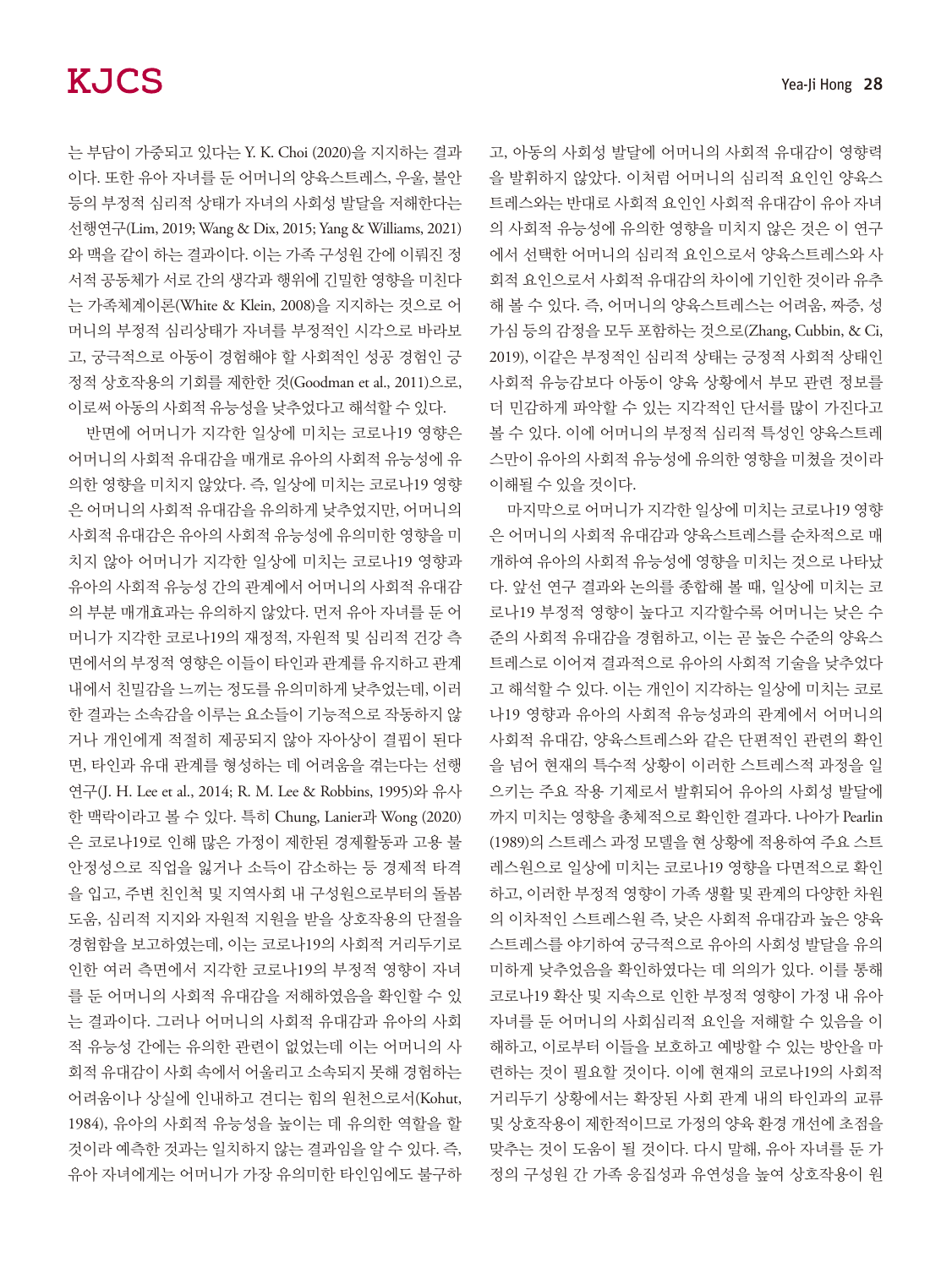는 부담이 가중되고 있다는 Y. K. Choi (2020)을 지지하는 결과이다. 또한 유아 자녀를 둔 어머니의 양육스트레스, 우울, 불안 등의 부정적 심리적 상태가 자녀의 사회성 발달을 저해한다는 선행연구(Lim, 2019; Wang & Dix, 2015; Yang & Williams, 2021)와 맥을 같이 하는 결과이다. 이는 가족 구성원 간에 이뤄진 정서적 공동체가 서로 간의 생각과 행위에 긴밀한 영향을 미친다는 가족체계이론(White & Klein, 2008)을 지지하는 것으로 어머니의 부정적 심리상태가 자녀를 부정적인 시각으로 바라보고, 궁극적으로 아동이 경험해야 할 사회적인 성공 경험인 긍정적 상호작용의 기회를 제한한 것(Goodman et al., 2011)으로, 이로써 아동의 사회적 유능성을 낮추었다고 해석할 수 있다.

반면에 어머니가 지각한 일상에 미치는 코로나19 영향은 어머니의 사회적 유대감을 매개로 유아의 사회적 유능성에 유의한 영향을 미치지 않았다. 즉, 일상에 미치는 코로나19 영향은 어머니의 사회적 유대감을 유의하게 낮추었지만, 어머니의 사회적 유대감은 유아의 사회적 유능성에 유의미한 영향을 미치지 않아 어머니가 지각한 일상에 미치는 코로나19 영향과 유아의 사회적 유능성 간의 관계에서 어머니의 사회적 유대감의 부분 매개효과는 유의하지 않았다. 먼저 유아 자녀를 둔 어머니가 지각한 코로나19의 재정적, 자원적 및 심리적 건강 측면에서의 부정적 영향은 이들이 타인과 관계를 유지하고 관계 내에서 친밀감을 느끼는 정도를 유의미하게 낮추었는데, 이러한 결과는 소속감을 이루는 요소들이 기능적으로 작동하지 않거나 개인에게 적절히 제공되지 않아 자아상이 결핍이 된다면, 타인과 유대 관계를 형성하는 데 어려움을 겪는다는 선행연구(J. H. Lee et al., 2014; R. M. Lee & Robbins, 1995)와 유사한 맥락이라고 볼 수 있다. 특히 Chung, Lanier과 Wong (2020)은 코로나19로 인해 많은 가정이 제한된 경제활동과 고용 불안정성으로 직업을 잃거나 소득이 감소하는 등 경제적 타격을 입고, 주변 친인척 및 지역사회 내 구성원으로부터의 돌봄 도움, 심리적 지지와 자원적 지원을 받을 상호작용의 단절을 경험함을 보고하였는데, 이는 코로나19의 사회적 거리두기로 인한 여러 측면에서 지각한 코로나19의 부정적 영향이 자녀를 둔 어머니의 사회적 유대감을 저해하였음을 확인할 수 있는 결과이다. 그러나 어머니의 사회적 유대감과 유아의 사회적 유능성 간에는 유의한 관련이 없었는데 이는 어머니의 사회적 유대감이 사회 속에서 어울리고 소속되지 못해 경험하는 어려움이나 상실에 인내하고 견디는 힘의 원천으로서(Kohut, 1984), 유아의 사회적 유능성을 높이는 데 유의한 역할을 할 것이라 예측한 것과는 일치하지 않는 결과임을 알 수 있다. 즉, 유아 자녀에게는 어머니가 가장 유의미한 타인임에도 불구하고, 아동의 사회성 발달에 어머니의 사회적 유대감이 영향력을 발휘하지 않았다. 이처럼 어머니의 심리적 요인인 양육스트레스와는 반대로 사회적 요인인 사회적 유대감이 유아 자녀의 사회적 유능성에 유의한 영향을 미치지 않은 것은 이 연구에서 선택한 어머니의 심리적 요인으로서 양육스트레스와 사회적 요인으로서 사회적 유대감의 차이에 기인한 것이라 유추해 볼 수 있다. 즉, 어머니의 양육스트레스는 어려움, 짜증, 성가심 등의 감정을 모두 포함하는 것으로(Zhang, Cubbin, & Ci, 2019), 이같은 부정적인 심리적 상태는 긍정적 사회적 상태인 사회적 유능감보다 아동이 양육 상황에서 부모 관련 정보를 더 민감하게 파악할 수 있는 지각적인 단서를 많이 가진다고 볼 수 있다. 이에 어머니의 부정적 심리적 특성인 양육스트레스만이 유아의 사회적 유능성에 유의한 영향을 미쳤을 것이라 이해될 수 있을 것이다.

마지막으로 어머니가 지각한 일상에 미치는 코로나19 영향은 어머니의 사회적 유대감과 양육스트레스를 순차적으로 매개하여 유아의 사회적 유능성에 영향을 미치는 것으로 나타났다. 앞선 연구 결과와 논의를 종합해 볼 때, 일상에 미치는 코로나19 부정적 영향이 높다고 지각할수록 어머니는 낮은 수준의 사회적 유대감을 경험하고, 이는 곧 높은 수준의 양육스트레스로 이어져 결과적으로 유아의 사회적 기술을 낮추었다고 해석할 수 있다. 이는 개인이 지각하는 일상에 미치는 코로나19 영향과 유아의 사회적 유능성과의 관계에서 어머니의 사회적 유대감, 양육스트레스와 같은 단편적인 관련의 확인을 넘어 현재의 특수적 상황이 이러한 스트레스적 과정을 일으키는 주요 작용 기제로서 발휘되어 유아의 사회성 발달에까지 미치는 영향을 총체적으로 확인한 결과다. 나아가 Pearlin (1989)의 스트레스 과정 모델을 현 상황에 적용하여 주요 스트레스원으로 일상에 미치는 코로나19 영향을 다면적으로 확인하고, 이러한 부정적 영향이 가족 생활 및 관계의 다양한 차원의 이차적인 스트레스원 즉, 낮은 사회적 유대감과 높은 양육스트레스를 야기하여 궁극적으로 유아의 사회성 발달을 유의미하게 낮추었음을 확인하였다는 데 의의가 있다. 이를 통해 코로나19 확산 및 지속으로 인한 부정적 영향이 가정 내 유아 자녀를 둔 어머니의 사회심리적 요인을 저해할 수 있음을 이해하고, 이로부터 이들을 보호하고 예방할 수 있는 방안을 마련하는 것이 필요할 것이다. 이에 현재의 코로나19의 사회적 거리두기 상황에서는 확장된 사회 관계 내의 타인과의 교류 및 상호작용이 제한적이므로 가정의 양육 환경 개선에 초점을 맞추는 것이 도움이 될 것이다. 다시 말해, 유아 자녀를 둔 가정의 구성원 간 가족 응집성과 유연성을 높여 상호작용이 원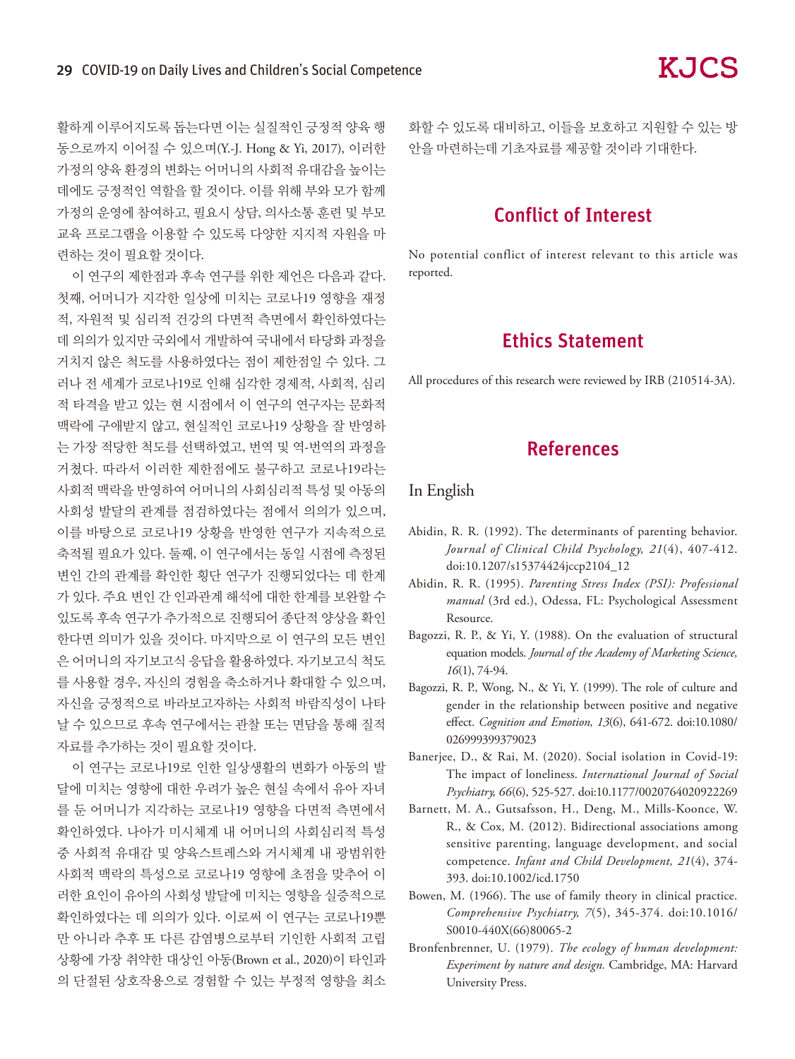활하게 이루어지도록 돕는다면 이는 실질적인 긍정적 양육 행동으로까지 이어질 수 있으며(Y.-J. Hong & Yi, 2017), 이러한 가정의 양육 환경의 변화는 어머니의 사회적 유대감을 높이는 데에도 긍정적인 역할을 할 것이다. 이를 위해 부와 모가 함께 가정의 운영에 참여하고, 필요시 상담, 의사소통 훈련 및 부모교육 프로그램을 이용할 수 있도록 다양한 지지적 자원을 마련하는 것이 필요할 것이다.

이 연구의 제한점과 후속 연구를 위한 제언은 다음과 같다. 첫째, 어머니가 지각한 일상에 미치는 코로나19 영향을 재정적, 자원적 및 심리적 건강의 다면적 측면에서 확인하였다는 데 의의가 있지만 국외에서 개발하여 국내에서 타당화 과정을 거치지 않은 척도를 사용하였다는 점이 제한점일 수 있다. 그러나 전 세계가 코로나19로 인해 심각한 경제적, 사회적, 심리적 타격을 받고 있는 현 시점에서 이 연구의 연구자는 문화적 맥락에 구애받지 않고, 현실적인 코로나19 상황을 잘 반영하는 가장 적당한 척도를 선택하였고, 번역 및 역-번역의 과정을 거쳤다. 따라서 이러한 제한점에도 불구하고 코로나19라는 사회적 맥락을 반영하여 어머니의 사회심리적 특성 및 아동의 사회성 발달의 관계를 점검하였다는 점에서 의의가 있으며, 이를 바탕으로 코로나19 상황을 반영한 연구가 지속적으로 축적될 필요가 있다. 둘째, 이 연구에서는 동일 시점에 측정된 변인 간의 관계를 확인한 횡단 연구가 진행되었다는 데 한계가 있다. 주요 변인 간 인과관계 해석에 대한 한계를 보완할 수 있도록 후속 연구가 추가적으로 진행되어 종단적 양상을 확인한다면 의미가 있을 것이다. 마지막으로 이 연구의 모든 변인은 어머니의 자기보고식 응답을 활용하였다. 자기보고식 척도를 사용할 경우, 자신의 경험을 축소하거나 확대할 수 있으며, 자신을 긍정적으로 바라보고자하는 사회적 바람직성이 나타날 수 있으므로 후속 연구에서는 관찰 또는 면담을 통해 질적 자료를 추가하는 것이 필요할 것이다.

이 연구는 코로나19로 인한 일상생활의 변화가 아동의 발달에 미치는 영향에 대한 우려가 높은 현실 속에서 유아 자녀를 둔 어머니가 지각하는 코로나19 영향을 다면적 측면에서 확인하였다. 나아가 미시체계 내 어머니의 사회심리적 특성 중 사회적 유대감 및 양육스트레스와 거시체계 내 광범위한 사회적 맥락의 특성으로 코로나19 영향에 초점을 맞추어 이러한 요인이 유아의 사회성 발달에 미치는 영향을 실증적으로 확인하였다는 데 의의가 있다. 이로써 이 연구는 코로나19뿐만 아니라 추후 또 다른 감염병으로부터 기인한 사회적 고립 상황에 가장 취약한 대상인 아동(Brown et al., 2020)이 타인과의 단절된 상호작용으로 경험할 수 있는 부정적 영향을 최소화할 수 있도록 대비하고, 이들을 보호하고 지원할 수 있는 방안을 마련하는데 기초자료를 제공할 것이라 기대한다.

## Conflict of Interest

No potential conflict of interest relevant to this article was reported.

## Ethics Statement

All procedures of this research were reviewed by IRB (210514-3A).

## References

### In English

Abidin, R. R. (1992). The determinants of parenting behavior. *Journal of Clinical Child Psychology, 21*(4), 407-412. doi:10.1207/s15374424jccp2104_12

Abidin, R. R. (1995). *Parenting Stress Index (PSI): Professional manual* (3rd ed.), Odessa, FL: Psychological Assessment Resource.

Bagozzi, R. P., & Yi, Y. (1988). On the evaluation of structural equation models. *Journal of the Academy of Marketing Science, 16*(1), 74-94.

Bagozzi, R. P., Wong, N., & Yi, Y. (1999). The role of culture and gender in the relationship between positive and negative effect. *Cognition and Emotion, 13*(6), 641-672. doi:10.1080/026999399379023

Banerjee, D., & Rai, M. (2020). Social isolation in Covid-19: The impact of loneliness. *International Journal of Social Psychiatry, 66*(6), 525-527. doi:10.1177/0020764020922269

Barnett, M. A., Gutsafsson, H., Deng, M., Mills-Koonce, W. R., & Cox, M. (2012). Bidirectional associations among sensitive parenting, language development, and social competence. *Infant and Child Development, 21*(4), 374-393. doi:10.1002/icd.1750

Bowen, M. (1966). The use of family theory in clinical practice. *Comprehensive Psychiatry, 7*(5), 345-374. doi:10.1016/S0010-440X(66)80065-2

Bronfenbrenner, U. (1979). *The ecology of human development: Experiment by nature and design.* Cambridge, MA: Harvard University Press.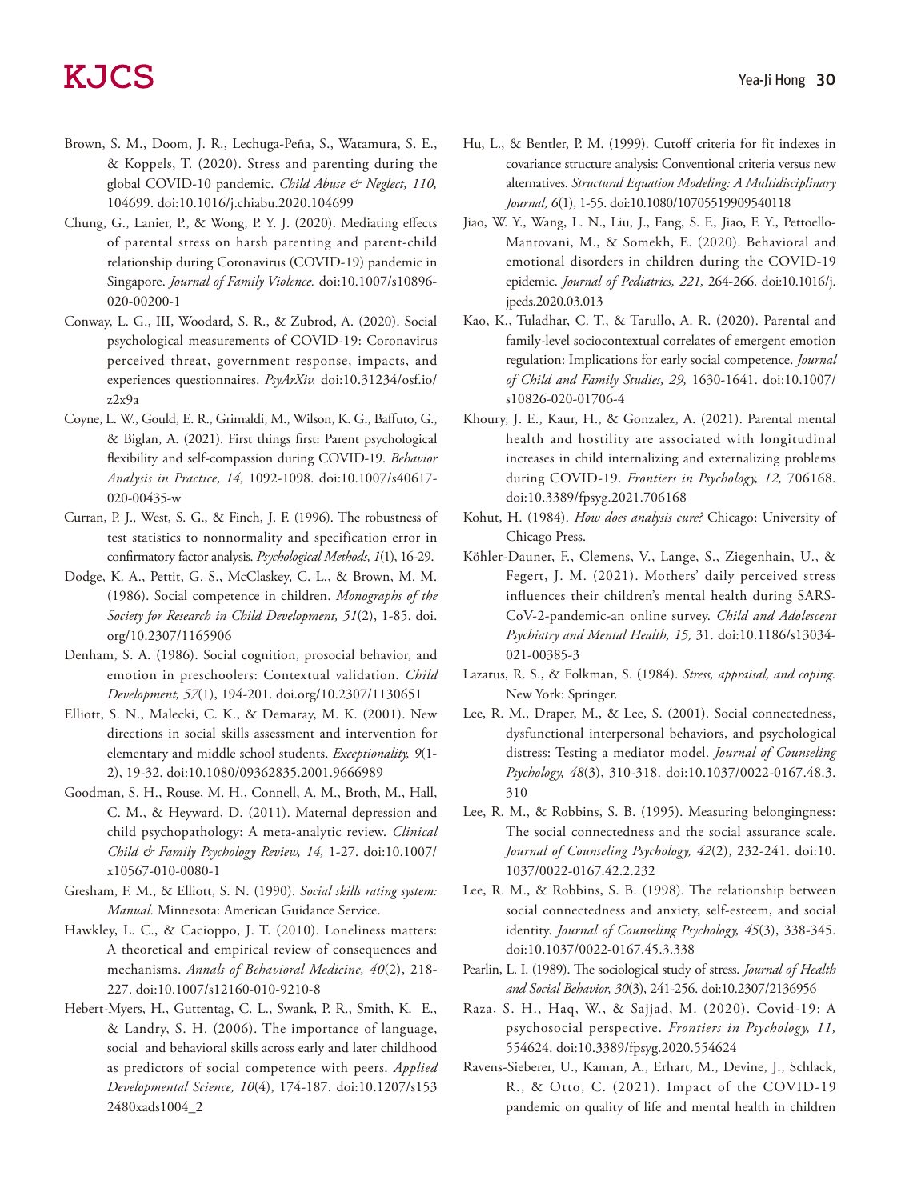Brown, S. M., Doom, J. R., Lechuga-Peña, S., Watamura, S. E., & Koppels, T. (2020). Stress and parenting during the global COVID-10 pandemic. *Child Abuse & Neglect, 110,* 104699. doi:10.1016/j.chiabu.2020.104699

Chung, G., Lanier, P., & Wong, P. Y. J. (2020). Mediating effects of parental stress on harsh parenting and parent-child relationship during Coronavirus (COVID-19) pandemic in Singapore. *Journal of Family Violence.* doi:10.1007/s10896-020-00200-1

Conway, L. G., III, Woodard, S. R., & Zubrod, A. (2020). Social psychological measurements of COVID-19: Coronavirus perceived threat, government response, impacts, and experiences questionnaires. *PsyArXiv.* doi:10.31234/osf.io/z2x9a

Coyne, L. W., Gould, E. R., Grimaldi, M., Wilson, K. G., Baffuto, G., & Biglan, A. (2021). First things first: Parent psychological flexibility and self-compassion during COVID-19. *Behavior Analysis in Practice, 14,* 1092-1098. doi:10.1007/s40617-020-00435-w

Curran, P. J., West, S. G., & Finch, J. F. (1996). The robustness of test statistics to nonnormality and specification error in confirmatory factor analysis. *Psychological Methods, 1*(1), 16-29.

Dodge, K. A., Pettit, G. S., McClaskey, C. L., & Brown, M. M. (1986). Social competence in children. *Monographs of the Society for Research in Child Development, 51*(2), 1-85. doi.org/10.2307/1165906

Denham, S. A. (1986). Social cognition, prosocial behavior, and emotion in preschoolers: Contextual validation. *Child Development, 57*(1), 194-201. doi.org/10.2307/1130651

Elliott, S. N., Malecki, C. K., & Demaray, M. K. (2001). New directions in social skills assessment and intervention for elementary and middle school students. *Exceptionality, 9*(1-2), 19-32. doi:10.1080/09362835.2001.9666989

Goodman, S. H., Rouse, M. H., Connell, A. M., Broth, M., Hall, C. M., & Heyward, D. (2011). Maternal depression and child psychopathology: A meta-analytic review. *Clinical Child & Family Psychology Review, 14,* 1-27. doi:10.1007/x10567-010-0080-1

Gresham, F. M., & Elliott, S. N. (1990). *Social skills rating system: Manual.* Minnesota: American Guidance Service.

Hawkley, L. C., & Cacioppo, J. T. (2010). Loneliness matters: A theoretical and empirical review of consequences and mechanisms. *Annals of Behavioral Medicine, 40*(2), 218-227. doi:10.1007/s12160-010-9210-8

Hebert-Myers, H., Guttentag, C. L., Swank, P. R., Smith, K. E., & Landry, S. H. (2006). The importance of language, social and behavioral skills across early and later childhood as predictors of social competence with peers. *Applied Developmental Science, 10*(4), 174-187. doi:10.1207/s1532480xads1004_2

Hu, L., & Bentler, P. M. (1999). Cutoff criteria for fit indexes in covariance structure analysis: Conventional criteria versus new alternatives. *Structural Equation Modeling: A Multidisciplinary Journal, 6*(1), 1-55. doi:10.1080/10705519909540118

Jiao, W. Y., Wang, L. N., Liu, J., Fang, S. F., Jiao, F. Y., Pettoello-Mantovani, M., & Somekh, E. (2020). Behavioral and emotional disorders in children during the COVID-19 epidemic. *Journal of Pediatrics, 221,* 264-266. doi:10.1016/j.jpeds.2020.03.013

Kao, K., Tuladhar, C. T., & Tarullo, A. R. (2020). Parental and family-level sociocontextual correlates of emergent emotion regulation: Implications for early social competence. *Journal of Child and Family Studies, 29,* 1630-1641. doi:10.1007/s10826-020-01706-4

Khoury, J. E., Kaur, H., & Gonzalez, A. (2021). Parental mental health and hostility are associated with longitudinal increases in child internalizing and externalizing problems during COVID-19. *Frontiers in Psychology, 12,* 706168. doi:10.3389/fpsyg.2021.706168

Kohut, H. (1984). *How does analysis cure?* Chicago: University of Chicago Press.

Köhler-Dauner, F., Clemens, V., Lange, S., Ziegenhain, U., & Fegert, J. M. (2021). Mothers' daily perceived stress influences their children's mental health during SARS-CoV-2-pandemic-an online survey. *Child and Adolescent Psychiatry and Mental Health, 15,* 31. doi:10.1186/s13034-021-00385-3

Lazarus, R. S., & Folkman, S. (1984). *Stress, appraisal, and coping.* New York: Springer.

Lee, R. M., Draper, M., & Lee, S. (2001). Social connectedness, dysfunctional interpersonal behaviors, and psychological distress: Testing a mediator model. *Journal of Counseling Psychology, 48*(3), 310-318. doi:10.1037/0022-0167.48.3.310

Lee, R. M., & Robbins, S. B. (1995). Measuring belongingness: The social connectedness and the social assurance scale. *Journal of Counseling Psychology, 42*(2), 232-241. doi:10.1037/0022-0167.42.2.232

Lee, R. M., & Robbins, S. B. (1998). The relationship between social connectedness and anxiety, self-esteem, and social identity. *Journal of Counseling Psychology, 45*(3), 338-345. doi:10.1037/0022-0167.45.3.338

Pearlin, L. I. (1989). The sociological study of stress. *Journal of Health and Social Behavior, 30*(3), 241-256. doi:10.2307/2136956

Raza, S. H., Haq, W., & Sajjad, M. (2020). Covid-19: A psychosocial perspective. *Frontiers in Psychology, 11,* 554624. doi:10.3389/fpsyg.2020.554624

Ravens-Sieberer, U., Kaman, A., Erhart, M., Devine, J., Schlack, R., & Otto, C. (2021). Impact of the COVID-19 pandemic on quality of life and mental health in children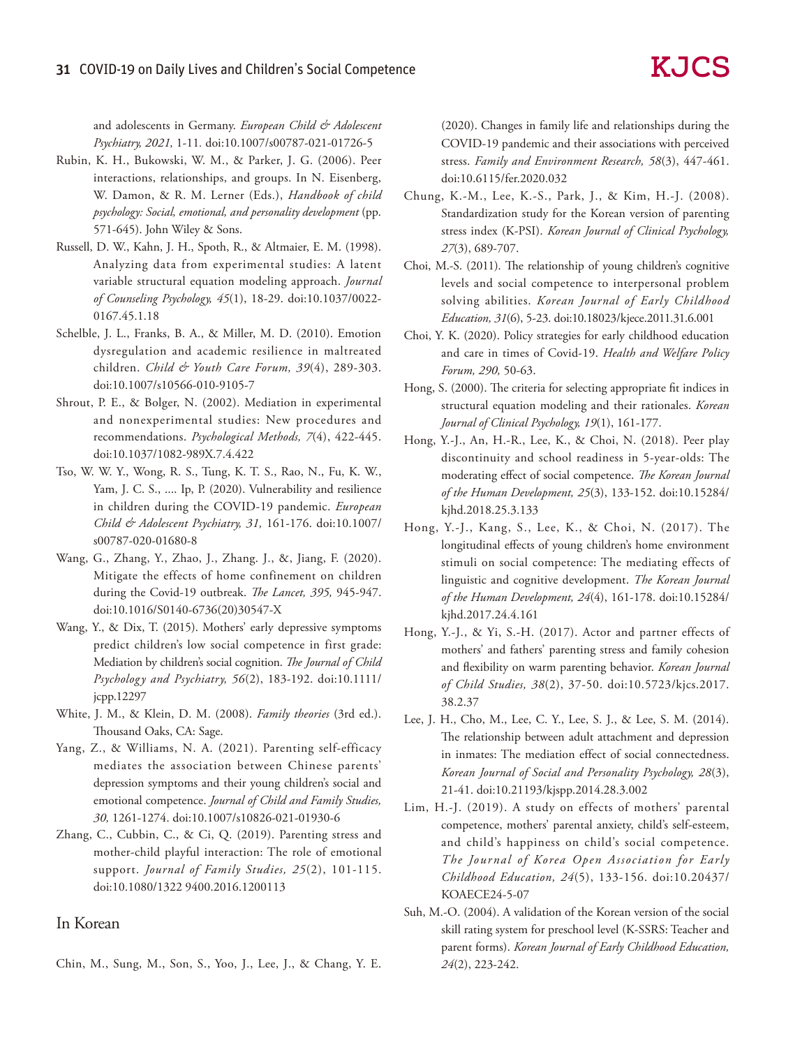and adolescents in Germany. *European Child & Adolescent Psychiatry, 2021,* 1-11. doi:10.1007/s00787-021-01726-5

Rubin, K. H., Bukowski, W. M., & Parker, J. G. (2006). Peer interactions, relationships, and groups. In N. Eisenberg, W. Damon, & R. M. Lerner (Eds.), *Handbook of child psychology: Social, emotional, and personality development* (pp. 571-645). John Wiley & Sons.

Russell, D. W., Kahn, J. H., Spoth, R., & Altmaier, E. M. (1998). Analyzing data from experimental studies: A latent variable structural equation modeling approach. *Journal of Counseling Psychology, 45*(1), 18-29. doi:10.1037/0022-0167.45.1.18

Schelble, J. L., Franks, B. A., & Miller, M. D. (2010). Emotion dysregulation and academic resilience in maltreated children. *Child & Youth Care Forum, 39*(4), 289-303. doi:10.1007/s10566-010-9105-7

Shrout, P. E., & Bolger, N. (2002). Mediation in experimental and nonexperimental studies: New procedures and recommendations. *Psychological Methods, 7*(4), 422-445. doi:10.1037/1082-989X.7.4.422

Tso, W. W. Y., Wong, R. S., Tung, K. T. S., Rao, N., Fu, K. W., Yam, J. C. S., .... Ip, P. (2020). Vulnerability and resilience in children during the COVID-19 pandemic. *European Child & Adolescent Psychiatry, 31,* 161-176. doi:10.1007/s00787-020-01680-8

Wang, G., Zhang, Y., Zhao, J., Zhang. J., &, Jiang, F. (2020). Mitigate the effects of home confinement on children during the Covid-19 outbreak. *The Lancet, 395,* 945-947. doi:10.1016/S0140-6736(20)30547-X

Wang, Y., & Dix, T. (2015). Mothers' early depressive symptoms predict children's low social competence in first grade: Mediation by children's social cognition. *The Journal of Child Psychology and Psychiatry, 56*(2), 183-192. doi:10.1111/jcpp.12297

White, J. M., & Klein, D. M. (2008). *Family theories* (3rd ed.). Thousand Oaks, CA: Sage.

Yang, Z., & Williams, N. A. (2021). Parenting self-efficacy mediates the association between Chinese parents' depression symptoms and their young children's social and emotional competence. *Journal of Child and Family Studies, 30,* 1261-1274. doi:10.1007/s10826-021-01930-6

Zhang, C., Cubbin, C., & Ci, Q. (2019). Parenting stress and mother-child playful interaction: The role of emotional support. *Journal of Family Studies, 25*(2), 101-115. doi:10.1080/1322 9400.2016.1200113

## In Korean

Chin, M., Sung, M., Son, S., Yoo, J., Lee, J., & Chang, Y. E. (2020). Changes in family life and relationships during the COVID-19 pandemic and their associations with perceived stress. *Family and Environment Research, 58*(3), 447-461. doi:10.6115/fer.2020.032

Chung, K.-M., Lee, K.-S., Park, J., & Kim, H.-J. (2008). Standardization study for the Korean version of parenting stress index (K-PSI). *Korean Journal of Clinical Psychology, 27*(3), 689-707.

Choi, M.-S. (2011). The relationship of young children's cognitive levels and social competence to interpersonal problem solving abilities. *Korean Journal of Early Childhood Education, 31*(6), 5-23. doi:10.18023/kjece.2011.31.6.001

Choi, Y. K. (2020). Policy strategies for early childhood education and care in times of Covid-19. *Health and Welfare Policy Forum, 290,* 50-63.

Hong, S. (2000). The criteria for selecting appropriate fit indices in structural equation modeling and their rationales. *Korean Journal of Clinical Psychology, 19*(1), 161-177.

Hong, Y.-J., An, H.-R., Lee, K., & Choi, N. (2018). Peer play discontinuity and school readiness in 5-year-olds: The moderating effect of social competence. *The Korean Journal of the Human Development, 25*(3), 133-152. doi:10.15284/kjhd.2018.25.3.133

Hong, Y.-J., Kang, S., Lee, K., & Choi, N. (2017). The longitudinal effects of young children's home environment stimuli on social competence: The mediating effects of linguistic and cognitive development. *The Korean Journal of the Human Development, 24*(4), 161-178. doi:10.15284/kjhd.2017.24.4.161

Hong, Y.-J., & Yi, S.-H. (2017). Actor and partner effects of mothers' and fathers' parenting stress and family cohesion and flexibility on warm parenting behavior. *Korean Journal of Child Studies, 38*(2), 37-50. doi:10.5723/kjcs.2017.38.2.37

Lee, J. H., Cho, M., Lee, C. Y., Lee, S. J., & Lee, S. M. (2014). The relationship between adult attachment and depression in inmates: The mediation effect of social connectedness. *Korean Journal of Social and Personality Psychology, 28*(3), 21-41. doi:10.21193/kjspp.2014.28.3.002

Lim, H.-J. (2019). A study on effects of mothers' parental competence, mothers' parental anxiety, child's self-esteem, and child's happiness on child's social competence. *The Journal of Korea Open Association for Early Childhood Education, 24*(5), 133-156. doi:10.20437/KOAECE24-5-07

Suh, M.-O. (2004). A validation of the Korean version of the social skill rating system for preschool level (K-SSRS: Teacher and parent forms). *Korean Journal of Early Childhood Education, 24*(2), 223-242.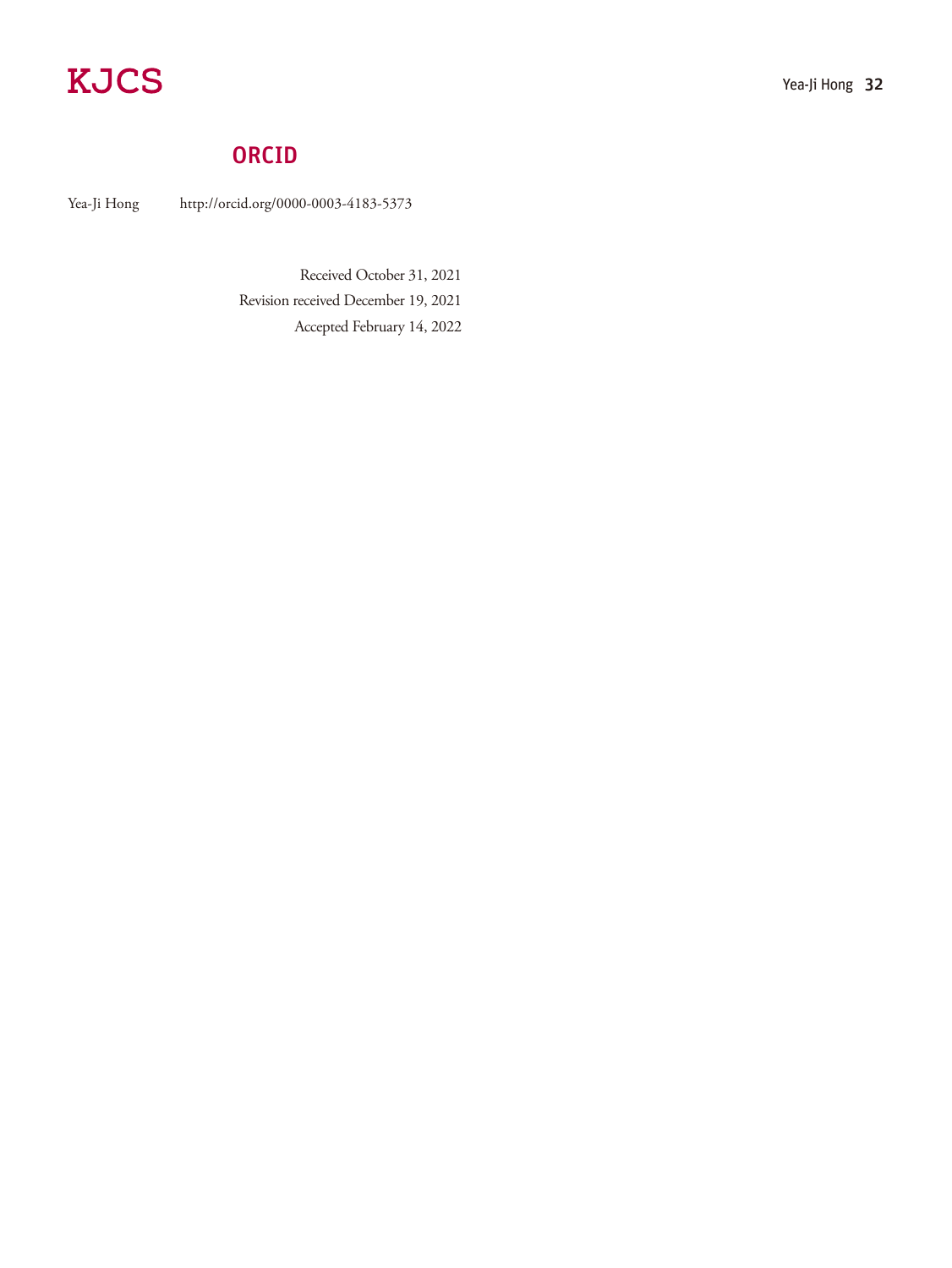## ORCID

Yea-Ji Hong http://orcid.org/0000-0003-4183-5373

Received October 31, 2021

Revision received December 19, 2021

Accepted February 14, 2022